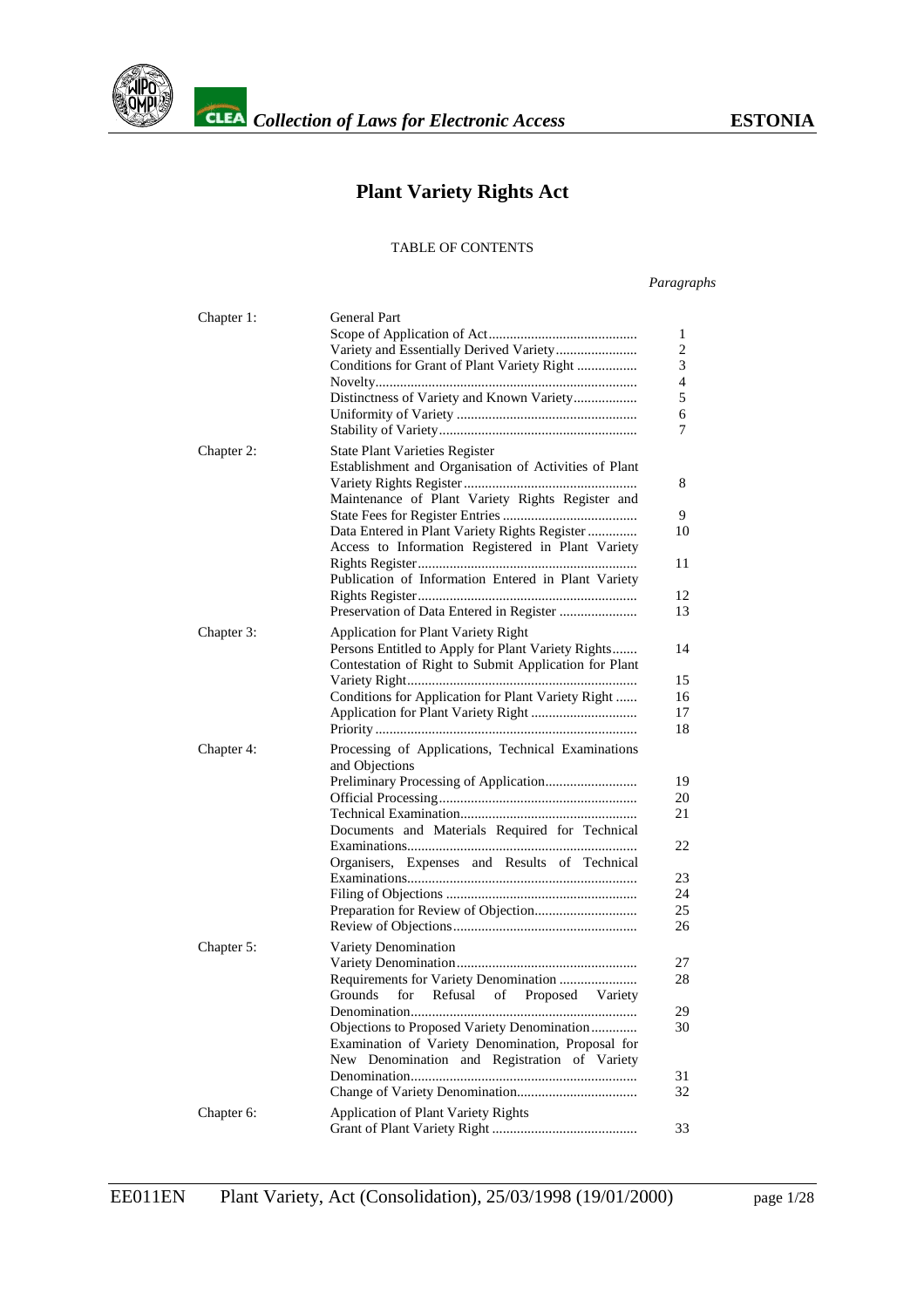# Plant Variety Rights Act

TABLE OF CONTENTS

| | | *Paragraphs* |
|---|---|---|
| Chapter 1: | General Part | |
| | Scope of Application of Act | 1 |
| | Variety and Essentially Derived Variety | 2 |
| | Conditions for Grant of Plant Variety Right | 3 |
| | Novelty | 4 |
| | Distinctness of Variety and Known Variety | 5 |
| | Uniformity of Variety | 6 |
| | Stability of Variety | 7 |
| Chapter 2: | State Plant Varieties Register | |
| | Establishment and Organisation of Activities of Plant Variety Rights Register | 8 |
| | Maintenance of Plant Variety Rights Register and State Fees for Register Entries | 9 |
| | Data Entered in Plant Variety Rights Register | 10 |
| | Access to Information Registered in Plant Variety Rights Register | 11 |
| | Publication of Information Entered in Plant Variety Rights Register | 12 |
| | Preservation of Data Entered in Register | 13 |
| Chapter 3: | Application for Plant Variety Right | |
| | Persons Entitled to Apply for Plant Variety Rights | 14 |
| | Contestation of Right to Submit Application for Plant Variety Right | 15 |
| | Conditions for Application for Plant Variety Right | 16 |
| | Application for Plant Variety Right | 17 |
| | Priority | 18 |
| Chapter 4: | Processing of Applications, Technical Examinations and Objections | |
| | Preliminary Processing of Application | 19 |
| | Official Processing | 20 |
| | Technical Examination | 21 |
| | Documents and Materials Required for Technical Examinations | 22 |
| | Organisers, Expenses and Results of Technical Examinations | 23 |
| | Filing of Objections | 24 |
| | Preparation for Review of Objection | 25 |
| | Review of Objections | 26 |
| Chapter 5: | Variety Denomination | |
| | Variety Denomination | 27 |
| | Requirements for Variety Denomination | 28 |
| | Grounds for Refusal of Proposed Variety Denomination | 29 |
| | Objections to Proposed Variety Denomination | 30 |
| | Examination of Variety Denomination, Proposal for New Denomination and Registration of Variety Denomination | 31 |
| | Change of Variety Denomination | 32 |
| Chapter 6: | Application of Plant Variety Rights | |
| | Grant of Plant Variety Right | 33 |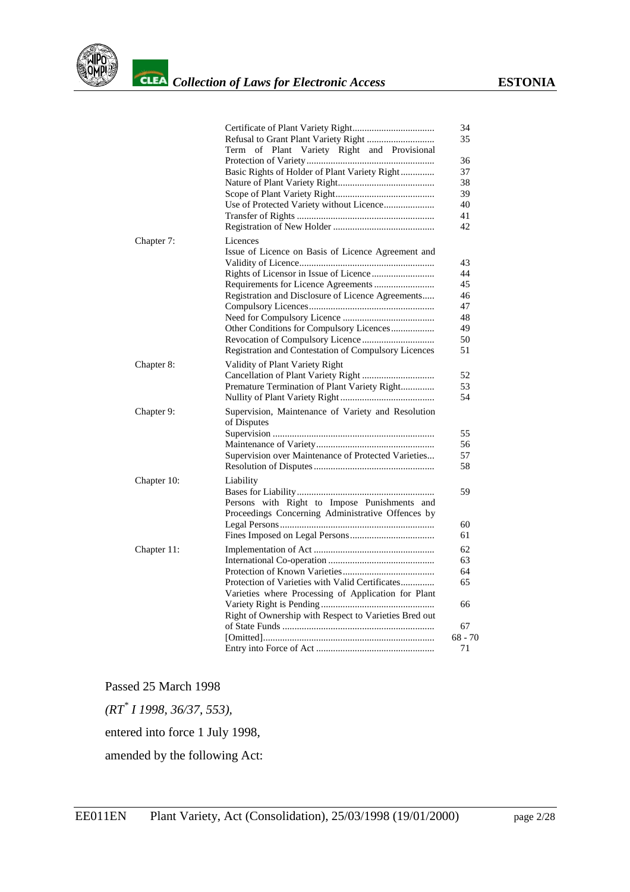| | | |
|---|---|---|
| | Certificate of Plant Variety Right | 34 |
| | Refusal to Grant Plant Variety Right | 35 |
| | Term of Plant Variety Right and Provisional Protection of Variety | 36 |
| | Basic Rights of Holder of Plant Variety Right | 37 |
| | Nature of Plant Variety Right | 38 |
| | Scope of Plant Variety Right | 39 |
| | Use of Protected Variety without Licence | 40 |
| | Transfer of Rights | 41 |
| | Registration of New Holder | 42 |
| Chapter 7: | Licences | |
| | Issue of Licence on Basis of Licence Agreement and Validity of Licence | 43 |
| | Rights of Licensor in Issue of Licence | 44 |
| | Requirements for Licence Agreements | 45 |
| | Registration and Disclosure of Licence Agreements | 46 |
| | Compulsory Licences | 47 |
| | Need for Compulsory Licence | 48 |
| | Other Conditions for Compulsory Licences | 49 |
| | Revocation of Compulsory Licence | 50 |
| | Registration and Contestation of Compulsory Licences | 51 |
| Chapter 8: | Validity of Plant Variety Right | |
| | Cancellation of Plant Variety Right | 52 |
| | Premature Termination of Plant Variety Right | 53 |
| | Nullity of Plant Variety Right | 54 |
| Chapter 9: | Supervision, Maintenance of Variety and Resolution of Disputes | |
| | Supervision | 55 |
| | Maintenance of Variety | 56 |
| | Supervision over Maintenance of Protected Varieties | 57 |
| | Resolution of Disputes | 58 |
| Chapter 10: | Liability | |
| | Bases for Liability | 59 |
| | Persons with Right to Impose Punishments and Proceedings Concerning Administrative Offences by Legal Persons | 60 |
| | Fines Imposed on Legal Persons | 61 |
| Chapter 11: | Implementation of Act | 62 |
| | International Co-operation | 63 |
| | Protection of Known Varieties | 64 |
| | Protection of Varieties with Valid Certificates | 65 |
| | Varieties where Processing of Application for Plant Variety Right is Pending | 66 |
| | Right of Ownership with Respect to Varieties Bred out of State Funds | 67 |
| | [Omitted] | 68 - 70 |
| | Entry into Force of Act | 71 |

Passed 25 March 1998

*(RT[*] I 1998, 36/37, 553),*

entered into force 1 July 1998,

amended by the following Act: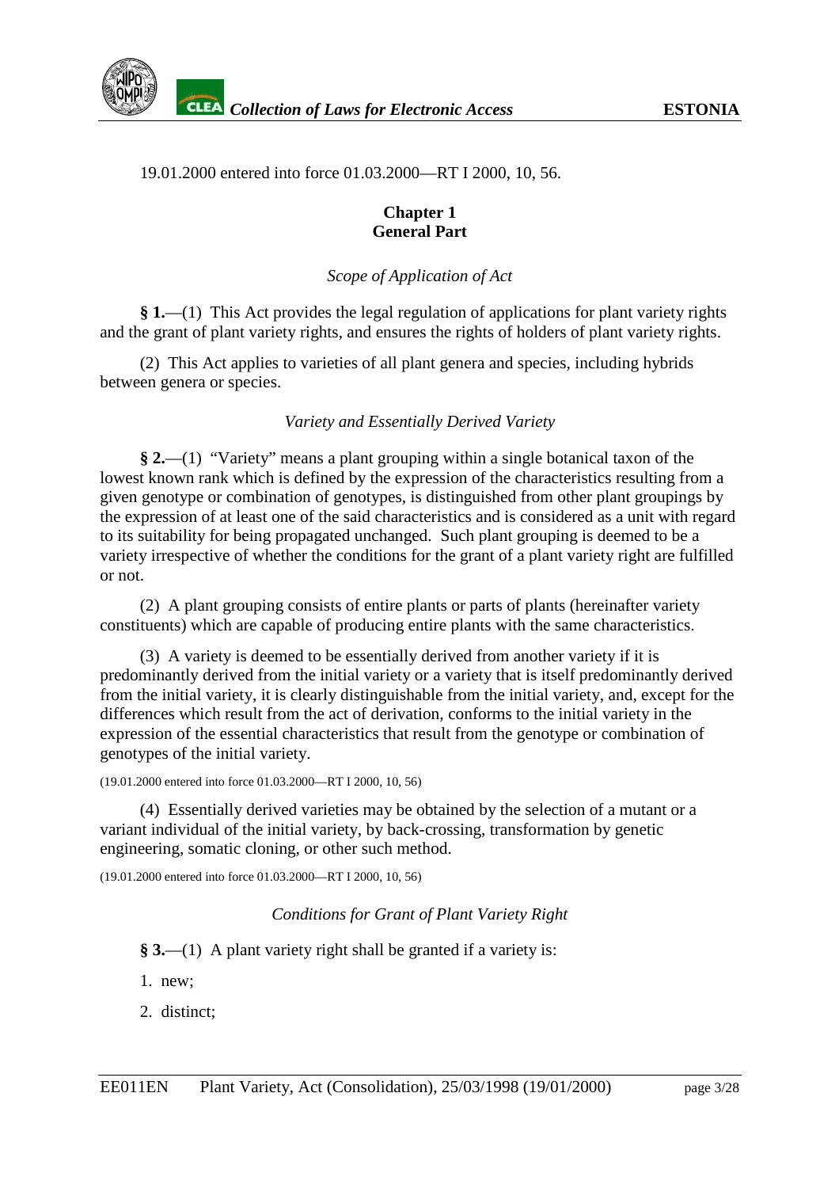19.01.2000 entered into force 01.03.2000—RT I 2000, 10, 56.

## Chapter 1
## General Part

*Scope of Application of Act*

**§ 1.**—(1) This Act provides the legal regulation of applications for plant variety rights and the grant of plant variety rights, and ensures the rights of holders of plant variety rights.

(2) This Act applies to varieties of all plant genera and species, including hybrids between genera or species.

*Variety and Essentially Derived Variety*

**§ 2.**—(1) "Variety" means a plant grouping within a single botanical taxon of the lowest known rank which is defined by the expression of the characteristics resulting from a given genotype or combination of genotypes, is distinguished from other plant groupings by the expression of at least one of the said characteristics and is considered as a unit with regard to its suitability for being propagated unchanged. Such plant grouping is deemed to be a variety irrespective of whether the conditions for the grant of a plant variety right are fulfilled or not.

(2) A plant grouping consists of entire plants or parts of plants (hereinafter variety constituents) which are capable of producing entire plants with the same characteristics.

(3) A variety is deemed to be essentially derived from another variety if it is predominantly derived from the initial variety or a variety that is itself predominantly derived from the initial variety, it is clearly distinguishable from the initial variety, and, except for the differences which result from the act of derivation, conforms to the initial variety in the expression of the essential characteristics that result from the genotype or combination of genotypes of the initial variety.

(19.01.2000 entered into force 01.03.2000—RT I 2000, 10, 56)

(4) Essentially derived varieties may be obtained by the selection of a mutant or a variant individual of the initial variety, by back-crossing, transformation by genetic engineering, somatic cloning, or other such method.

(19.01.2000 entered into force 01.03.2000—RT I 2000, 10, 56)

*Conditions for Grant of Plant Variety Right*

**§ 3.**—(1) A plant variety right shall be granted if a variety is:

1. new;
2. distinct;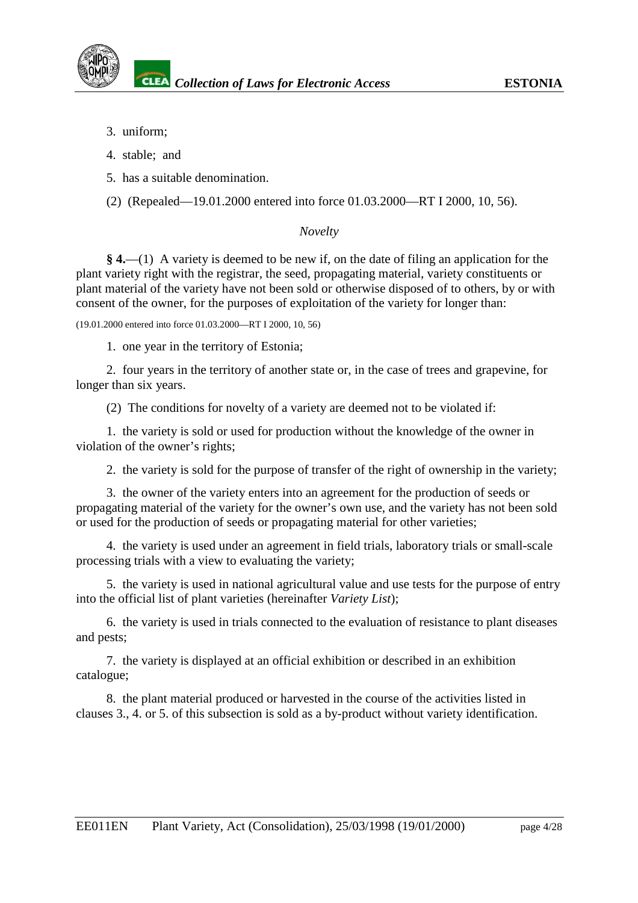3. uniform;

4. stable; and

5. has a suitable denomination.

(2) (Repealed—19.01.2000 entered into force 01.03.2000—RT I 2000, 10, 56).

*Novelty*

**§ 4.**—(1) A variety is deemed to be new if, on the date of filing an application for the plant variety right with the registrar, the seed, propagating material, variety constituents or plant material of the variety have not been sold or otherwise disposed of to others, by or with consent of the owner, for the purposes of exploitation of the variety for longer than:

(19.01.2000 entered into force 01.03.2000—RT I 2000, 10, 56)

1. one year in the territory of Estonia;

2. four years in the territory of another state or, in the case of trees and grapevine, for longer than six years.

(2) The conditions for novelty of a variety are deemed not to be violated if:

1. the variety is sold or used for production without the knowledge of the owner in violation of the owner's rights;

2. the variety is sold for the purpose of transfer of the right of ownership in the variety;

3. the owner of the variety enters into an agreement for the production of seeds or propagating material of the variety for the owner's own use, and the variety has not been sold or used for the production of seeds or propagating material for other varieties;

4. the variety is used under an agreement in field trials, laboratory trials or small-scale processing trials with a view to evaluating the variety;

5. the variety is used in national agricultural value and use tests for the purpose of entry into the official list of plant varieties (hereinafter *Variety List*);

6. the variety is used in trials connected to the evaluation of resistance to plant diseases and pests;

7. the variety is displayed at an official exhibition or described in an exhibition catalogue;

8. the plant material produced or harvested in the course of the activities listed in clauses 3., 4. or 5. of this subsection is sold as a by-product without variety identification.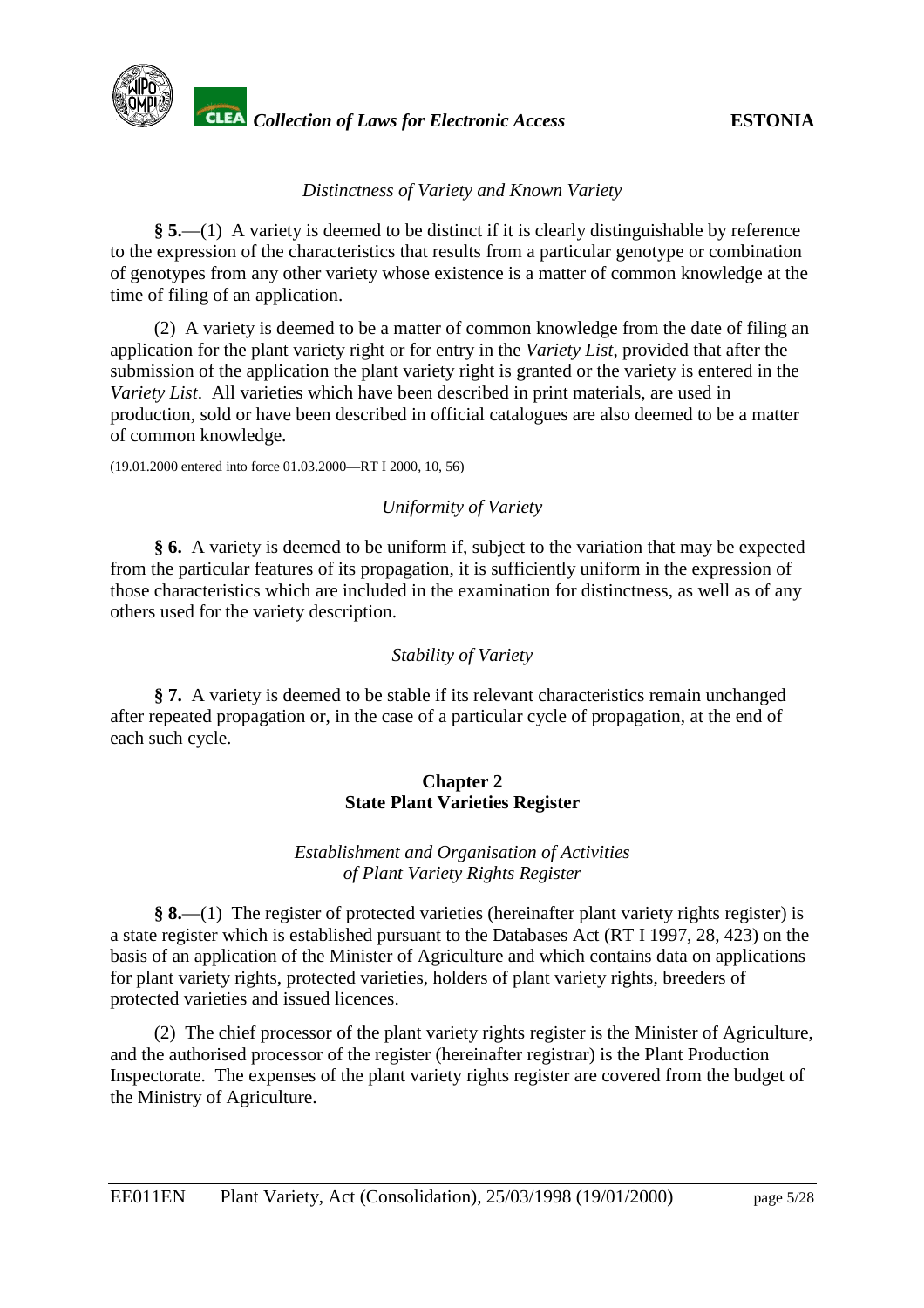*Distinctness of Variety and Known Variety*

**§ 5.**—(1) A variety is deemed to be distinct if it is clearly distinguishable by reference to the expression of the characteristics that results from a particular genotype or combination of genotypes from any other variety whose existence is a matter of common knowledge at the time of filing of an application.

(2) A variety is deemed to be a matter of common knowledge from the date of filing an application for the plant variety right or for entry in the *Variety List*, provided that after the submission of the application the plant variety right is granted or the variety is entered in the *Variety List*. All varieties which have been described in print materials, are used in production, sold or have been described in official catalogues are also deemed to be a matter of common knowledge.

(19.01.2000 entered into force 01.03.2000—RT I 2000, 10, 56)

*Uniformity of Variety*

**§ 6.** A variety is deemed to be uniform if, subject to the variation that may be expected from the particular features of its propagation, it is sufficiently uniform in the expression of those characteristics which are included in the examination for distinctness, as well as of any others used for the variety description.

*Stability of Variety*

**§ 7.** A variety is deemed to be stable if its relevant characteristics remain unchanged after repeated propagation or, in the case of a particular cycle of propagation, at the end of each such cycle.

## Chapter 2
## State Plant Varieties Register

*Establishment and Organisation of Activities of Plant Variety Rights Register*

**§ 8.**—(1) The register of protected varieties (hereinafter plant variety rights register) is a state register which is established pursuant to the Databases Act (RT I 1997, 28, 423) on the basis of an application of the Minister of Agriculture and which contains data on applications for plant variety rights, protected varieties, holders of plant variety rights, breeders of protected varieties and issued licences.

(2) The chief processor of the plant variety rights register is the Minister of Agriculture, and the authorised processor of the register (hereinafter registrar) is the Plant Production Inspectorate. The expenses of the plant variety rights register are covered from the budget of the Ministry of Agriculture.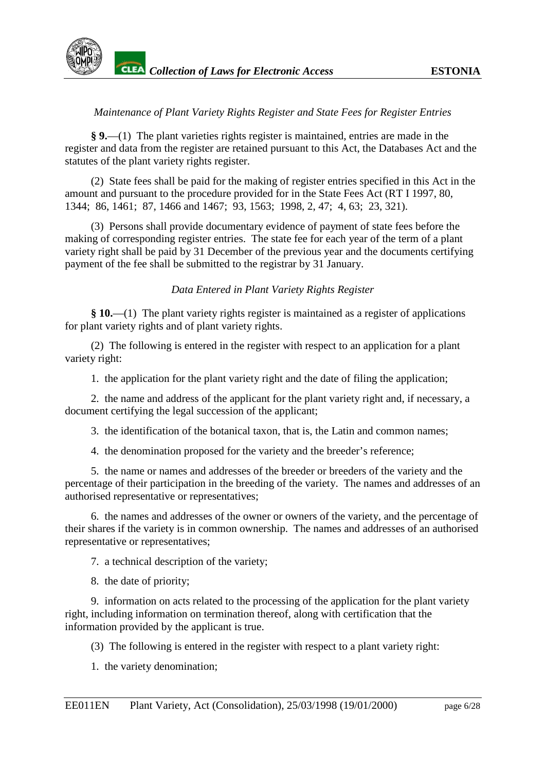*Maintenance of Plant Variety Rights Register and State Fees for Register Entries*

**§ 9.**—(1) The plant varieties rights register is maintained, entries are made in the register and data from the register are retained pursuant to this Act, the Databases Act and the statutes of the plant variety rights register.

(2) State fees shall be paid for the making of register entries specified in this Act in the amount and pursuant to the procedure provided for in the State Fees Act (RT I 1997, 80, 1344; 86, 1461; 87, 1466 and 1467; 93, 1563; 1998, 2, 47; 4, 63; 23, 321).

(3) Persons shall provide documentary evidence of payment of state fees before the making of corresponding register entries. The state fee for each year of the term of a plant variety right shall be paid by 31 December of the previous year and the documents certifying payment of the fee shall be submitted to the registrar by 31 January.

*Data Entered in Plant Variety Rights Register*

**§ 10.**—(1) The plant variety rights register is maintained as a register of applications for plant variety rights and of plant variety rights.

(2) The following is entered in the register with respect to an application for a plant variety right:

1. the application for the plant variety right and the date of filing the application;

2. the name and address of the applicant for the plant variety right and, if necessary, a document certifying the legal succession of the applicant;

3. the identification of the botanical taxon, that is, the Latin and common names;

4. the denomination proposed for the variety and the breeder's reference;

5. the name or names and addresses of the breeder or breeders of the variety and the percentage of their participation in the breeding of the variety. The names and addresses of an authorised representative or representatives;

6. the names and addresses of the owner or owners of the variety, and the percentage of their shares if the variety is in common ownership. The names and addresses of an authorised representative or representatives;

7. a technical description of the variety;

8. the date of priority;

9. information on acts related to the processing of the application for the plant variety right, including information on termination thereof, along with certification that the information provided by the applicant is true.

(3) The following is entered in the register with respect to a plant variety right:

1. the variety denomination;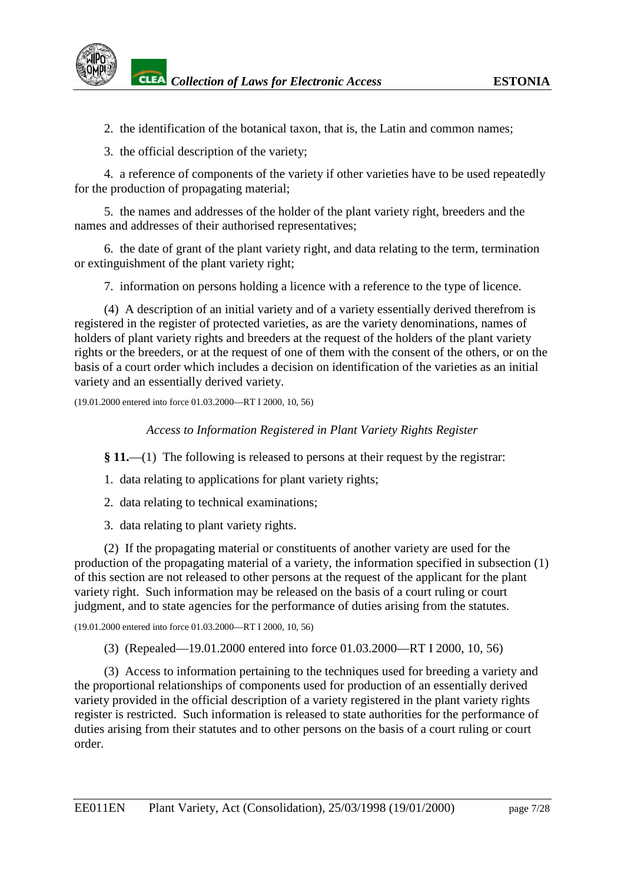2. the identification of the botanical taxon, that is, the Latin and common names;

3. the official description of the variety;

4. a reference of components of the variety if other varieties have to be used repeatedly for the production of propagating material;

5. the names and addresses of the holder of the plant variety right, breeders and the names and addresses of their authorised representatives;

6. the date of grant of the plant variety right, and data relating to the term, termination or extinguishment of the plant variety right;

7. information on persons holding a licence with a reference to the type of licence.

(4) A description of an initial variety and of a variety essentially derived therefrom is registered in the register of protected varieties, as are the variety denominations, names of holders of plant variety rights and breeders at the request of the holders of the plant variety rights or the breeders, or at the request of one of them with the consent of the others, or on the basis of a court order which includes a decision on identification of the varieties as an initial variety and an essentially derived variety.

(19.01.2000 entered into force 01.03.2000—RT I 2000, 10, 56)

*Access to Information Registered in Plant Variety Rights Register*

**§ 11.**—(1) The following is released to persons at their request by the registrar:

1. data relating to applications for plant variety rights;

2. data relating to technical examinations;

3. data relating to plant variety rights.

(2) If the propagating material or constituents of another variety are used for the production of the propagating material of a variety, the information specified in subsection (1) of this section are not released to other persons at the request of the applicant for the plant variety right. Such information may be released on the basis of a court ruling or court judgment, and to state agencies for the performance of duties arising from the statutes.

(19.01.2000 entered into force 01.03.2000—RT I 2000, 10, 56)

(3) (Repealed—19.01.2000 entered into force 01.03.2000—RT I 2000, 10, 56)

(3) Access to information pertaining to the techniques used for breeding a variety and the proportional relationships of components used for production of an essentially derived variety provided in the official description of a variety registered in the plant variety rights register is restricted. Such information is released to state authorities for the performance of duties arising from their statutes and to other persons on the basis of a court ruling or court order.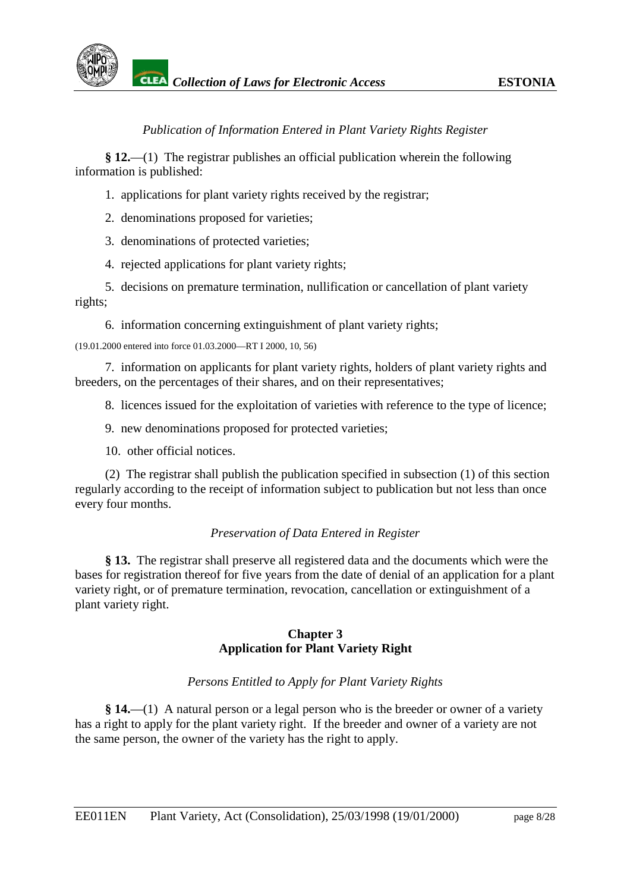*Publication of Information Entered in Plant Variety Rights Register*

**§ 12.**—(1) The registrar publishes an official publication wherein the following information is published:

1. applications for plant variety rights received by the registrar;
2. denominations proposed for varieties;
3. denominations of protected varieties;
4. rejected applications for plant variety rights;
5. decisions on premature termination, nullification or cancellation of plant variety rights;
6. information concerning extinguishment of plant variety rights;

(19.01.2000 entered into force 01.03.2000—RT I 2000, 10, 56)

7. information on applicants for plant variety rights, holders of plant variety rights and breeders, on the percentages of their shares, and on their representatives;
8. licences issued for the exploitation of varieties with reference to the type of licence;
9. new denominations proposed for protected varieties;
10. other official notices.

(2) The registrar shall publish the publication specified in subsection (1) of this section regularly according to the receipt of information subject to publication but not less than once every four months.

*Preservation of Data Entered in Register*

**§ 13.** The registrar shall preserve all registered data and the documents which were the bases for registration thereof for five years from the date of denial of an application for a plant variety right, or of premature termination, revocation, cancellation or extinguishment of a plant variety right.

## Chapter 3
## Application for Plant Variety Right

*Persons Entitled to Apply for Plant Variety Rights*

**§ 14.**—(1) A natural person or a legal person who is the breeder or owner of a variety has a right to apply for the plant variety right. If the breeder and owner of a variety are not the same person, the owner of the variety has the right to apply.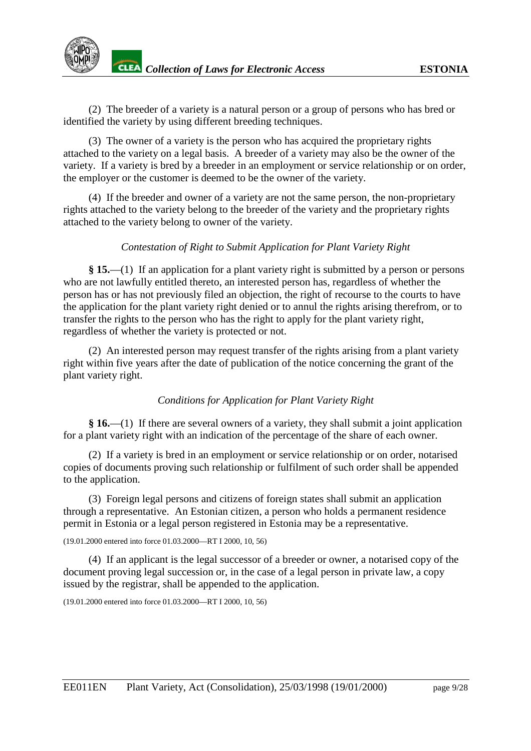(2) The breeder of a variety is a natural person or a group of persons who has bred or identified the variety by using different breeding techniques.

(3) The owner of a variety is the person who has acquired the proprietary rights attached to the variety on a legal basis. A breeder of a variety may also be the owner of the variety. If a variety is bred by a breeder in an employment or service relationship or on order, the employer or the customer is deemed to be the owner of the variety.

(4) If the breeder and owner of a variety are not the same person, the non-proprietary rights attached to the variety belong to the breeder of the variety and the proprietary rights attached to the variety belong to owner of the variety.

*Contestation of Right to Submit Application for Plant Variety Right*

**§ 15.**—(1) If an application for a plant variety right is submitted by a person or persons who are not lawfully entitled thereto, an interested person has, regardless of whether the person has or has not previously filed an objection, the right of recourse to the courts to have the application for the plant variety right denied or to annul the rights arising therefrom, or to transfer the rights to the person who has the right to apply for the plant variety right, regardless of whether the variety is protected or not.

(2) An interested person may request transfer of the rights arising from a plant variety right within five years after the date of publication of the notice concerning the grant of the plant variety right.

*Conditions for Application for Plant Variety Right*

**§ 16.**—(1) If there are several owners of a variety, they shall submit a joint application for a plant variety right with an indication of the percentage of the share of each owner.

(2) If a variety is bred in an employment or service relationship or on order, notarised copies of documents proving such relationship or fulfilment of such order shall be appended to the application.

(3) Foreign legal persons and citizens of foreign states shall submit an application through a representative. An Estonian citizen, a person who holds a permanent residence permit in Estonia or a legal person registered in Estonia may be a representative.

(19.01.2000 entered into force 01.03.2000—RT I 2000, 10, 56)

(4) If an applicant is the legal successor of a breeder or owner, a notarised copy of the document proving legal succession or, in the case of a legal person in private law, a copy issued by the registrar, shall be appended to the application.

(19.01.2000 entered into force 01.03.2000—RT I 2000, 10, 56)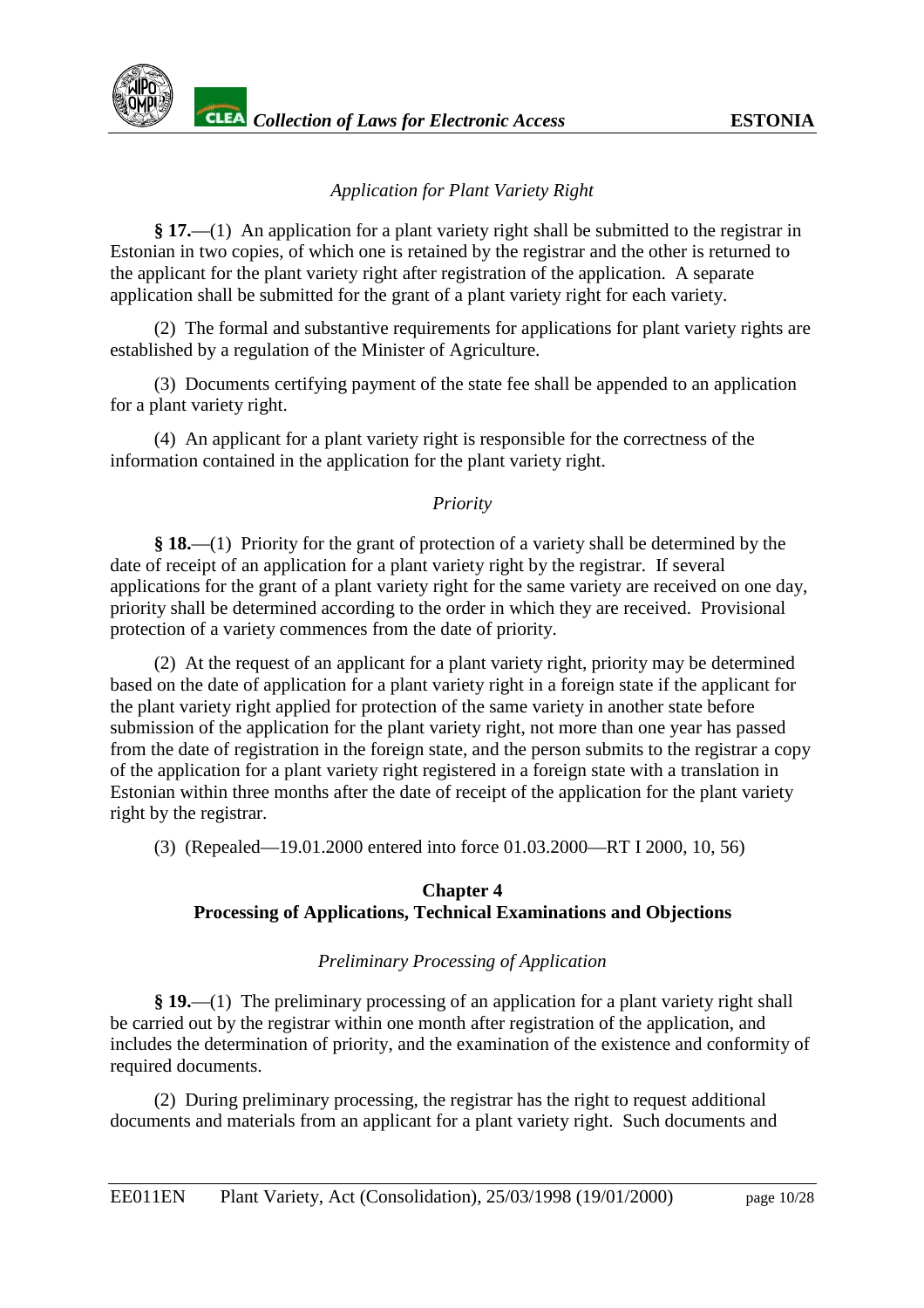*Application for Plant Variety Right*

**§ 17.**—(1) An application for a plant variety right shall be submitted to the registrar in Estonian in two copies, of which one is retained by the registrar and the other is returned to the applicant for the plant variety right after registration of the application. A separate application shall be submitted for the grant of a plant variety right for each variety.

(2) The formal and substantive requirements for applications for plant variety rights are established by a regulation of the Minister of Agriculture.

(3) Documents certifying payment of the state fee shall be appended to an application for a plant variety right.

(4) An applicant for a plant variety right is responsible for the correctness of the information contained in the application for the plant variety right.

*Priority*

**§ 18.**—(1) Priority for the grant of protection of a variety shall be determined by the date of receipt of an application for a plant variety right by the registrar. If several applications for the grant of a plant variety right for the same variety are received on one day, priority shall be determined according to the order in which they are received. Provisional protection of a variety commences from the date of priority.

(2) At the request of an applicant for a plant variety right, priority may be determined based on the date of application for a plant variety right in a foreign state if the applicant for the plant variety right applied for protection of the same variety in another state before submission of the application for the plant variety right, not more than one year has passed from the date of registration in the foreign state, and the person submits to the registrar a copy of the application for a plant variety right registered in a foreign state with a translation in Estonian within three months after the date of receipt of the application for the plant variety right by the registrar.

(3) (Repealed—19.01.2000 entered into force 01.03.2000—RT I 2000, 10, 56)

## Chapter 4
## Processing of Applications, Technical Examinations and Objections

*Preliminary Processing of Application*

**§ 19.**—(1) The preliminary processing of an application for a plant variety right shall be carried out by the registrar within one month after registration of the application, and includes the determination of priority, and the examination of the existence and conformity of required documents.

(2) During preliminary processing, the registrar has the right to request additional documents and materials from an applicant for a plant variety right. Such documents and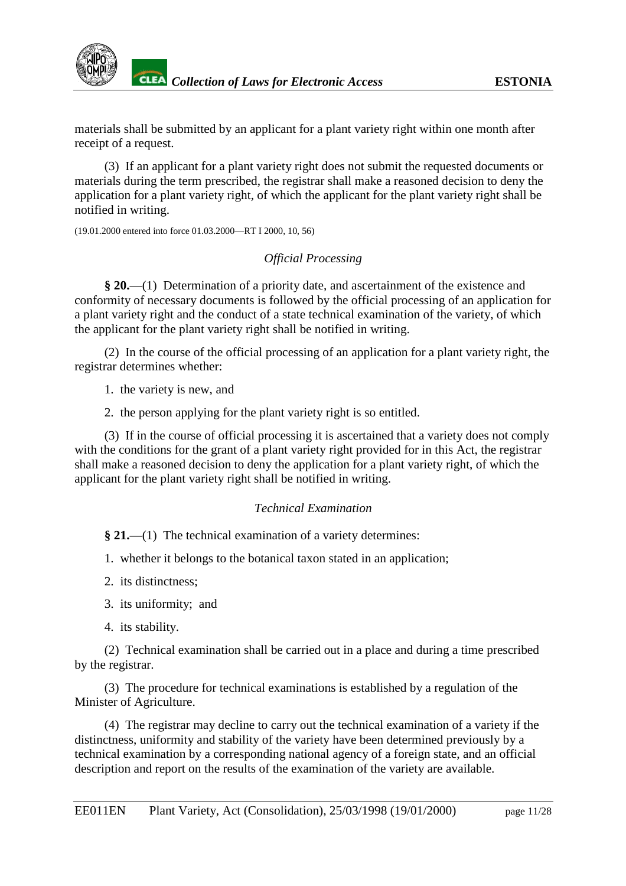materials shall be submitted by an applicant for a plant variety right within one month after receipt of a request.

(3) If an applicant for a plant variety right does not submit the requested documents or materials during the term prescribed, the registrar shall make a reasoned decision to deny the application for a plant variety right, of which the applicant for the plant variety right shall be notified in writing.

(19.01.2000 entered into force 01.03.2000—RT I 2000, 10, 56)

*Official Processing*

**§ 20.**—(1) Determination of a priority date, and ascertainment of the existence and conformity of necessary documents is followed by the official processing of an application for a plant variety right and the conduct of a state technical examination of the variety, of which the applicant for the plant variety right shall be notified in writing.

(2) In the course of the official processing of an application for a plant variety right, the registrar determines whether:

1. the variety is new, and
2. the person applying for the plant variety right is so entitled.

(3) If in the course of official processing it is ascertained that a variety does not comply with the conditions for the grant of a plant variety right provided for in this Act, the registrar shall make a reasoned decision to deny the application for a plant variety right, of which the applicant for the plant variety right shall be notified in writing.

*Technical Examination*

**§ 21.**—(1) The technical examination of a variety determines:

1. whether it belongs to the botanical taxon stated in an application;
2. its distinctness;
3. its uniformity; and
4. its stability.

(2) Technical examination shall be carried out in a place and during a time prescribed by the registrar.

(3) The procedure for technical examinations is established by a regulation of the Minister of Agriculture.

(4) The registrar may decline to carry out the technical examination of a variety if the distinctness, uniformity and stability of the variety have been determined previously by a technical examination by a corresponding national agency of a foreign state, and an official description and report on the results of the examination of the variety are available.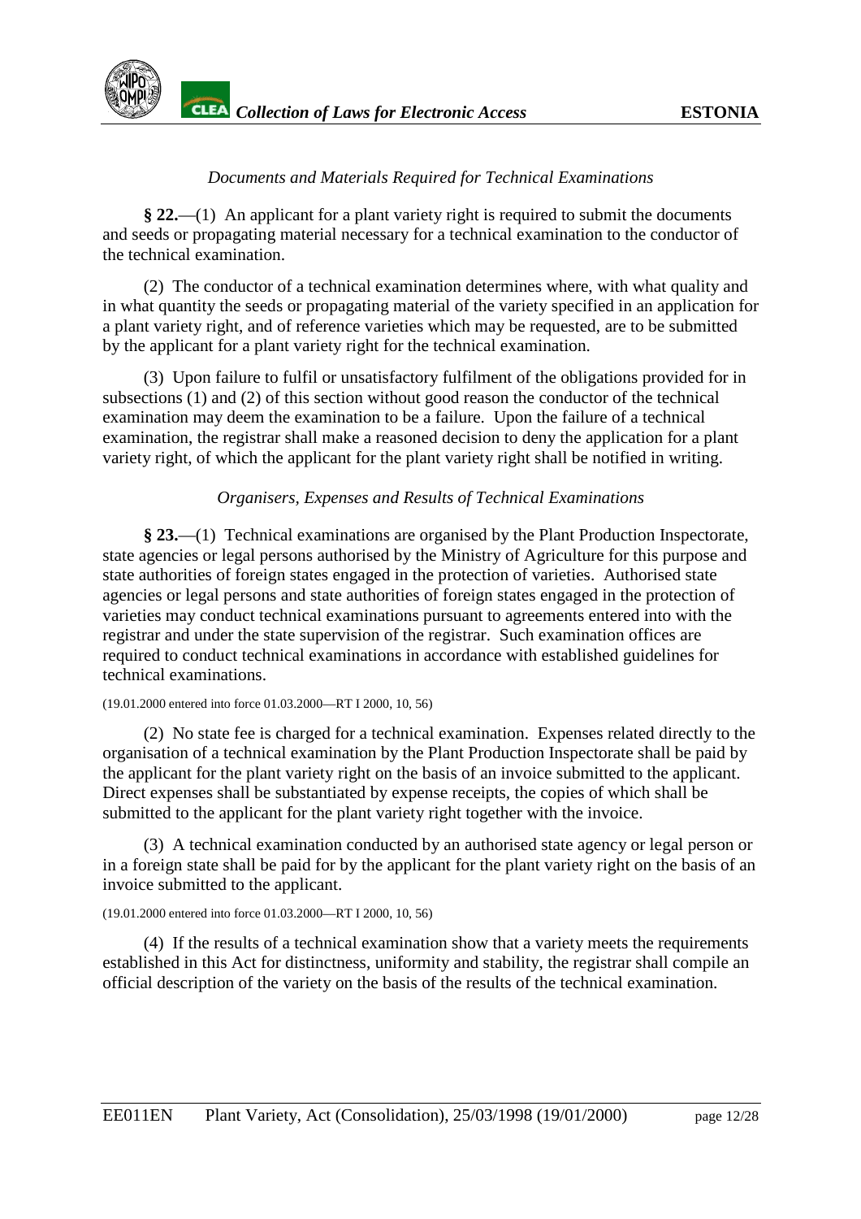*Documents and Materials Required for Technical Examinations*

**§ 22.**—(1) An applicant for a plant variety right is required to submit the documents and seeds or propagating material necessary for a technical examination to the conductor of the technical examination.

(2) The conductor of a technical examination determines where, with what quality and in what quantity the seeds or propagating material of the variety specified in an application for a plant variety right, and of reference varieties which may be requested, are to be submitted by the applicant for a plant variety right for the technical examination.

(3) Upon failure to fulfil or unsatisfactory fulfilment of the obligations provided for in subsections (1) and (2) of this section without good reason the conductor of the technical examination may deem the examination to be a failure. Upon the failure of a technical examination, the registrar shall make a reasoned decision to deny the application for a plant variety right, of which the applicant for the plant variety right shall be notified in writing.

*Organisers, Expenses and Results of Technical Examinations*

**§ 23.**—(1) Technical examinations are organised by the Plant Production Inspectorate, state agencies or legal persons authorised by the Ministry of Agriculture for this purpose and state authorities of foreign states engaged in the protection of varieties. Authorised state agencies or legal persons and state authorities of foreign states engaged in the protection of varieties may conduct technical examinations pursuant to agreements entered into with the registrar and under the state supervision of the registrar. Such examination offices are required to conduct technical examinations in accordance with established guidelines for technical examinations.

(19.01.2000 entered into force 01.03.2000—RT I 2000, 10, 56)

(2) No state fee is charged for a technical examination. Expenses related directly to the organisation of a technical examination by the Plant Production Inspectorate shall be paid by the applicant for the plant variety right on the basis of an invoice submitted to the applicant. Direct expenses shall be substantiated by expense receipts, the copies of which shall be submitted to the applicant for the plant variety right together with the invoice.

(3) A technical examination conducted by an authorised state agency or legal person or in a foreign state shall be paid for by the applicant for the plant variety right on the basis of an invoice submitted to the applicant.

(19.01.2000 entered into force 01.03.2000—RT I 2000, 10, 56)

(4) If the results of a technical examination show that a variety meets the requirements established in this Act for distinctness, uniformity and stability, the registrar shall compile an official description of the variety on the basis of the results of the technical examination.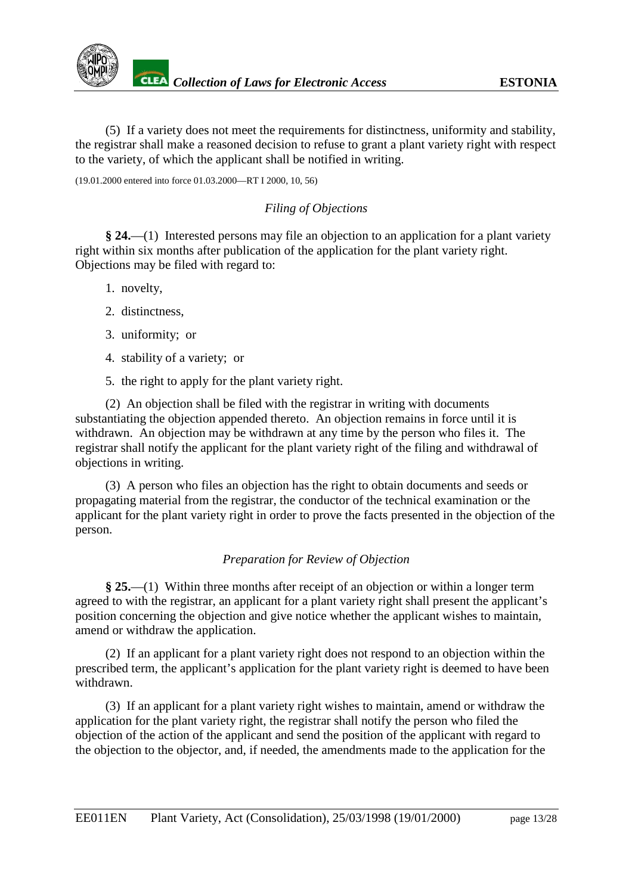(5) If a variety does not meet the requirements for distinctness, uniformity and stability, the registrar shall make a reasoned decision to refuse to grant a plant variety right with respect to the variety, of which the applicant shall be notified in writing.

(19.01.2000 entered into force 01.03.2000—RT I 2000, 10, 56)

*Filing of Objections*

**§ 24.**—(1) Interested persons may file an objection to an application for a plant variety right within six months after publication of the application for the plant variety right. Objections may be filed with regard to:

1. novelty,
2. distinctness,
3. uniformity; or
4. stability of a variety; or
5. the right to apply for the plant variety right.

(2) An objection shall be filed with the registrar in writing with documents substantiating the objection appended thereto. An objection remains in force until it is withdrawn. An objection may be withdrawn at any time by the person who files it. The registrar shall notify the applicant for the plant variety right of the filing and withdrawal of objections in writing.

(3) A person who files an objection has the right to obtain documents and seeds or propagating material from the registrar, the conductor of the technical examination or the applicant for the plant variety right in order to prove the facts presented in the objection of the person.

*Preparation for Review of Objection*

**§ 25.**—(1) Within three months after receipt of an objection or within a longer term agreed to with the registrar, an applicant for a plant variety right shall present the applicant's position concerning the objection and give notice whether the applicant wishes to maintain, amend or withdraw the application.

(2) If an applicant for a plant variety right does not respond to an objection within the prescribed term, the applicant's application for the plant variety right is deemed to have been withdrawn.

(3) If an applicant for a plant variety right wishes to maintain, amend or withdraw the application for the plant variety right, the registrar shall notify the person who filed the objection of the action of the applicant and send the position of the applicant with regard to the objection to the objector, and, if needed, the amendments made to the application for the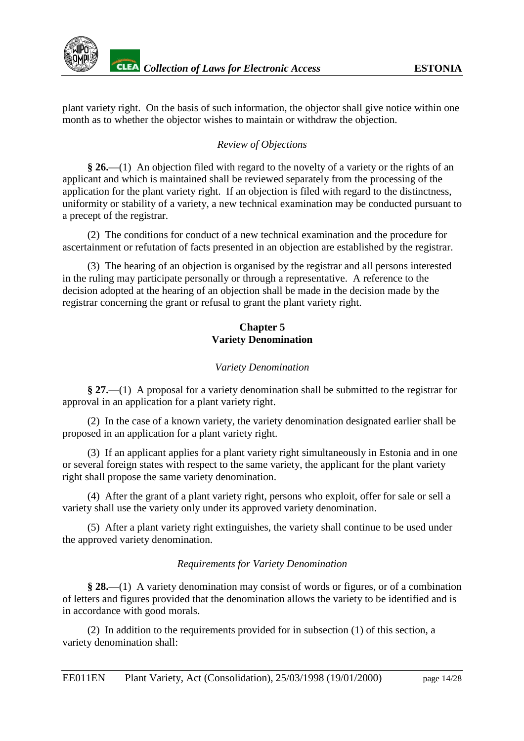plant variety right. On the basis of such information, the objector shall give notice within one month as to whether the objector wishes to maintain or withdraw the objection.

*Review of Objections*

**§ 26.**—(1) An objection filed with regard to the novelty of a variety or the rights of an applicant and which is maintained shall be reviewed separately from the processing of the application for the plant variety right. If an objection is filed with regard to the distinctness, uniformity or stability of a variety, a new technical examination may be conducted pursuant to a precept of the registrar.

(2) The conditions for conduct of a new technical examination and the procedure for ascertainment or refutation of facts presented in an objection are established by the registrar.

(3) The hearing of an objection is organised by the registrar and all persons interested in the ruling may participate personally or through a representative. A reference to the decision adopted at the hearing of an objection shall be made in the decision made by the registrar concerning the grant or refusal to grant the plant variety right.

## Chapter 5
## Variety Denomination

*Variety Denomination*

**§ 27.**—(1) A proposal for a variety denomination shall be submitted to the registrar for approval in an application for a plant variety right.

(2) In the case of a known variety, the variety denomination designated earlier shall be proposed in an application for a plant variety right.

(3) If an applicant applies for a plant variety right simultaneously in Estonia and in one or several foreign states with respect to the same variety, the applicant for the plant variety right shall propose the same variety denomination.

(4) After the grant of a plant variety right, persons who exploit, offer for sale or sell a variety shall use the variety only under its approved variety denomination.

(5) After a plant variety right extinguishes, the variety shall continue to be used under the approved variety denomination.

*Requirements for Variety Denomination*

**§ 28.**—(1) A variety denomination may consist of words or figures, or of a combination of letters and figures provided that the denomination allows the variety to be identified and is in accordance with good morals.

(2) In addition to the requirements provided for in subsection (1) of this section, a variety denomination shall: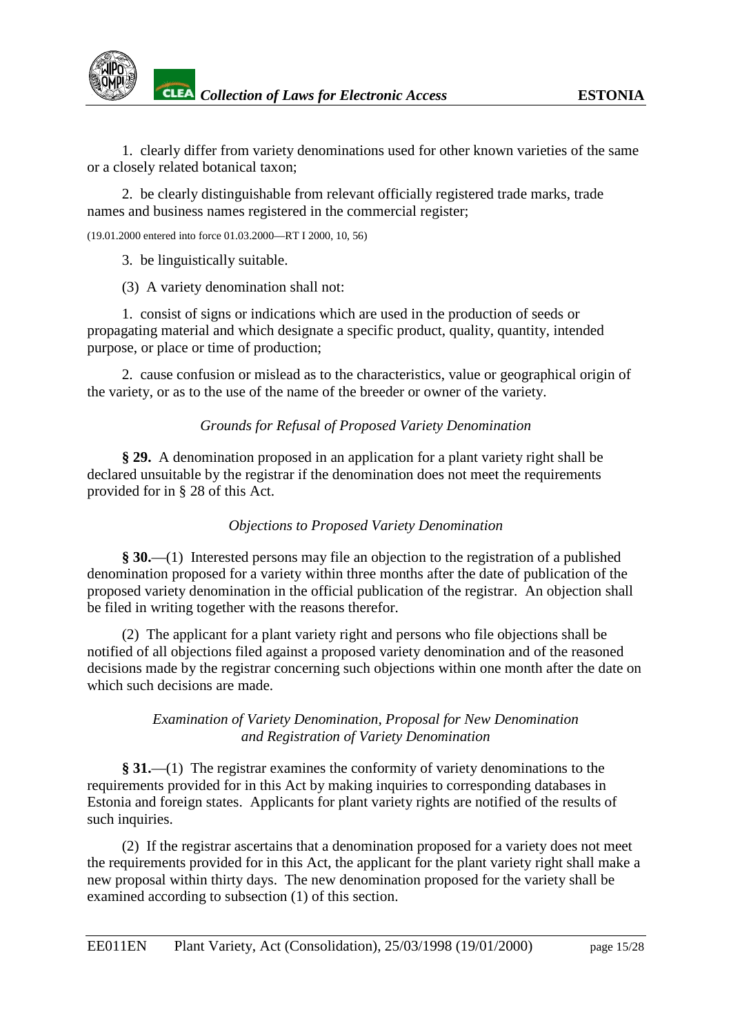1. clearly differ from variety denominations used for other known varieties of the same or a closely related botanical taxon;

2. be clearly distinguishable from relevant officially registered trade marks, trade names and business names registered in the commercial register;

(19.01.2000 entered into force 01.03.2000—RT I 2000, 10, 56)

3. be linguistically suitable.

(3) A variety denomination shall not:

1. consist of signs or indications which are used in the production of seeds or propagating material and which designate a specific product, quality, quantity, intended purpose, or place or time of production;

2. cause confusion or mislead as to the characteristics, value or geographical origin of the variety, or as to the use of the name of the breeder or owner of the variety.

*Grounds for Refusal of Proposed Variety Denomination*

**§ 29.** A denomination proposed in an application for a plant variety right shall be declared unsuitable by the registrar if the denomination does not meet the requirements provided for in § 28 of this Act.

*Objections to Proposed Variety Denomination*

**§ 30.**—(1) Interested persons may file an objection to the registration of a published denomination proposed for a variety within three months after the date of publication of the proposed variety denomination in the official publication of the registrar. An objection shall be filed in writing together with the reasons therefor.

(2) The applicant for a plant variety right and persons who file objections shall be notified of all objections filed against a proposed variety denomination and of the reasoned decisions made by the registrar concerning such objections within one month after the date on which such decisions are made.

*Examination of Variety Denomination, Proposal for New Denomination and Registration of Variety Denomination*

**§ 31.**—(1) The registrar examines the conformity of variety denominations to the requirements provided for in this Act by making inquiries to corresponding databases in Estonia and foreign states. Applicants for plant variety rights are notified of the results of such inquiries.

(2) If the registrar ascertains that a denomination proposed for a variety does not meet the requirements provided for in this Act, the applicant for the plant variety right shall make a new proposal within thirty days. The new denomination proposed for the variety shall be examined according to subsection (1) of this section.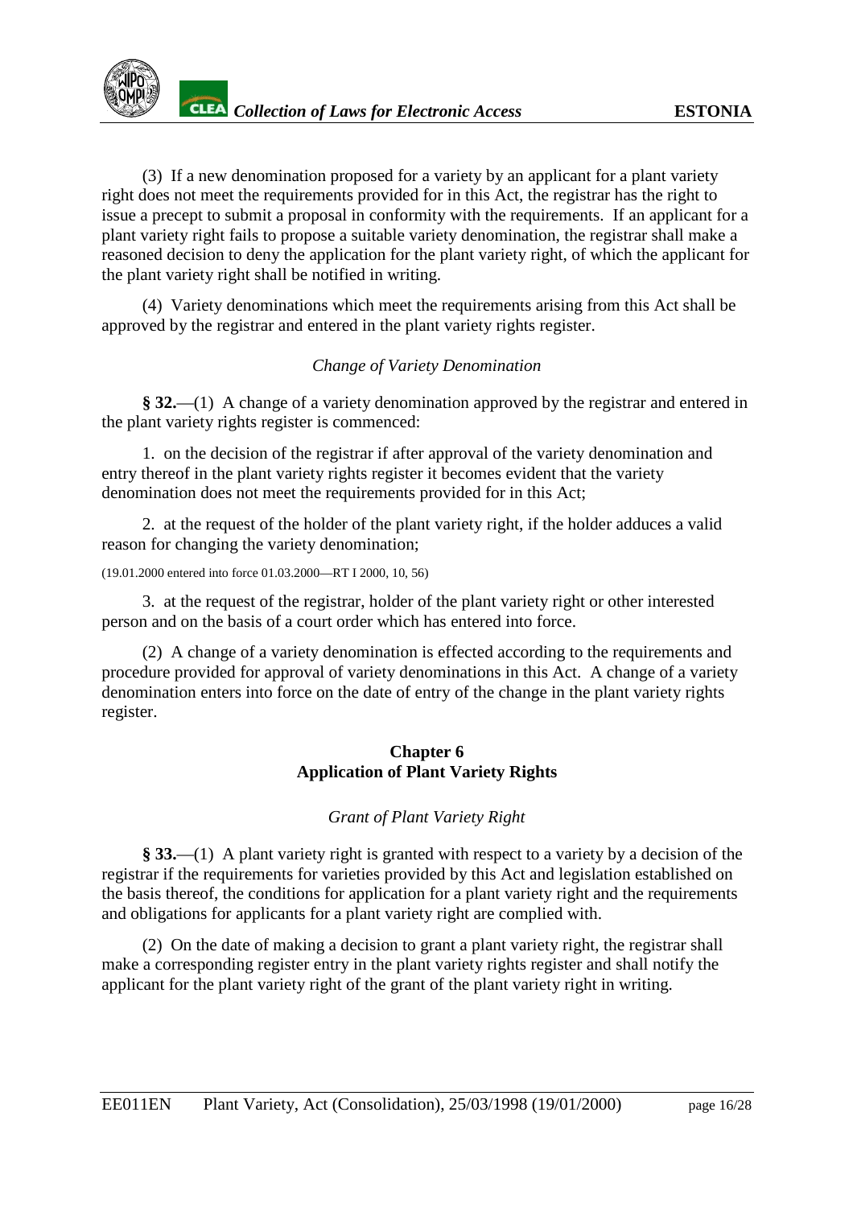(3) If a new denomination proposed for a variety by an applicant for a plant variety right does not meet the requirements provided for in this Act, the registrar has the right to issue a precept to submit a proposal in conformity with the requirements. If an applicant for a plant variety right fails to propose a suitable variety denomination, the registrar shall make a reasoned decision to deny the application for the plant variety right, of which the applicant for the plant variety right shall be notified in writing.

(4) Variety denominations which meet the requirements arising from this Act shall be approved by the registrar and entered in the plant variety rights register.

*Change of Variety Denomination*

**§ 32.**—(1) A change of a variety denomination approved by the registrar and entered in the plant variety rights register is commenced:

1. on the decision of the registrar if after approval of the variety denomination and entry thereof in the plant variety rights register it becomes evident that the variety denomination does not meet the requirements provided for in this Act;

2. at the request of the holder of the plant variety right, if the holder adduces a valid reason for changing the variety denomination;

(19.01.2000 entered into force 01.03.2000—RT I 2000, 10, 56)

3. at the request of the registrar, holder of the plant variety right or other interested person and on the basis of a court order which has entered into force.

(2) A change of a variety denomination is effected according to the requirements and procedure provided for approval of variety denominations in this Act. A change of a variety denomination enters into force on the date of entry of the change in the plant variety rights register.

## Chapter 6
## Application of Plant Variety Rights

*Grant of Plant Variety Right*

**§ 33.**—(1) A plant variety right is granted with respect to a variety by a decision of the registrar if the requirements for varieties provided by this Act and legislation established on the basis thereof, the conditions for application for a plant variety right and the requirements and obligations for applicants for a plant variety right are complied with.

(2) On the date of making a decision to grant a plant variety right, the registrar shall make a corresponding register entry in the plant variety rights register and shall notify the applicant for the plant variety right of the grant of the plant variety right in writing.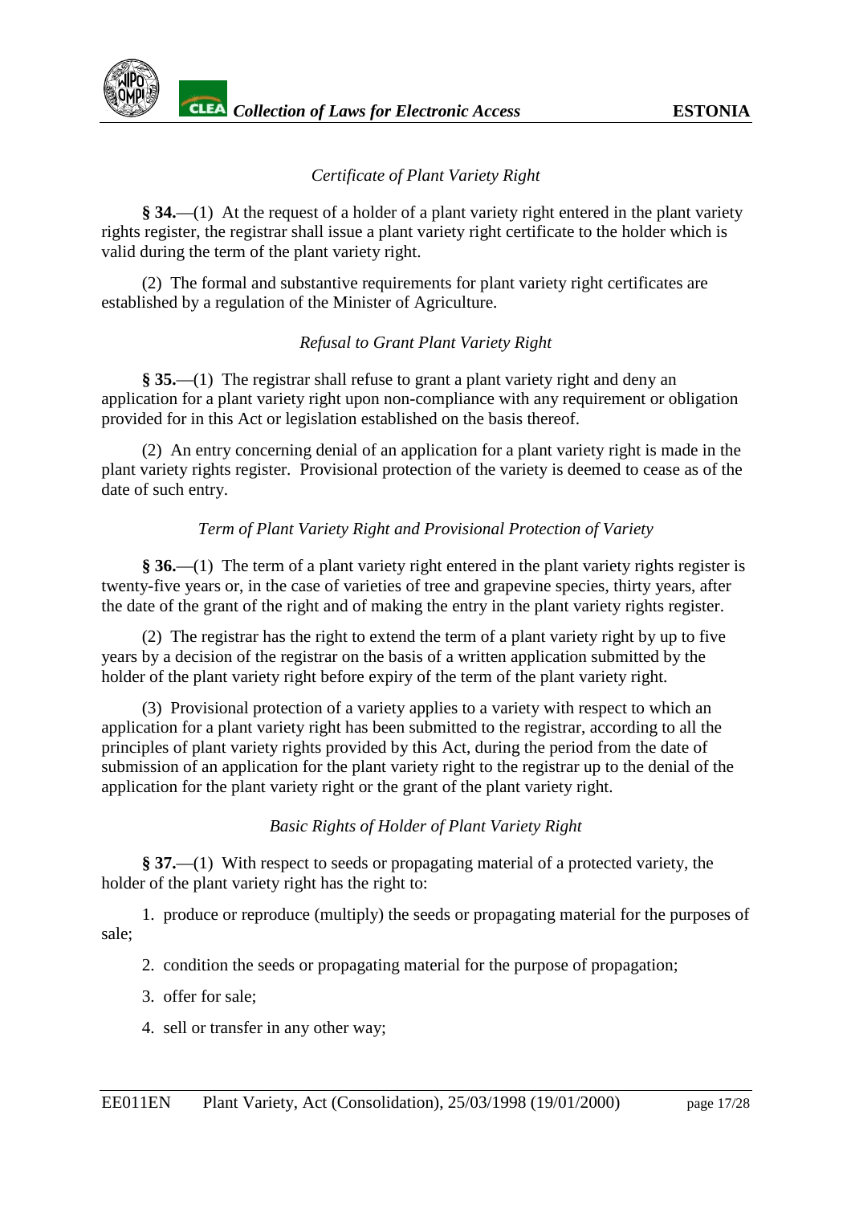*Certificate of Plant Variety Right*

**§ 34.**—(1) At the request of a holder of a plant variety right entered in the plant variety rights register, the registrar shall issue a plant variety right certificate to the holder which is valid during the term of the plant variety right.

(2) The formal and substantive requirements for plant variety right certificates are established by a regulation of the Minister of Agriculture.

*Refusal to Grant Plant Variety Right*

**§ 35.**—(1) The registrar shall refuse to grant a plant variety right and deny an application for a plant variety right upon non-compliance with any requirement or obligation provided for in this Act or legislation established on the basis thereof.

(2) An entry concerning denial of an application for a plant variety right is made in the plant variety rights register. Provisional protection of the variety is deemed to cease as of the date of such entry.

*Term of Plant Variety Right and Provisional Protection of Variety*

**§ 36.**—(1) The term of a plant variety right entered in the plant variety rights register is twenty-five years or, in the case of varieties of tree and grapevine species, thirty years, after the date of the grant of the right and of making the entry in the plant variety rights register.

(2) The registrar has the right to extend the term of a plant variety right by up to five years by a decision of the registrar on the basis of a written application submitted by the holder of the plant variety right before expiry of the term of the plant variety right.

(3) Provisional protection of a variety applies to a variety with respect to which an application for a plant variety right has been submitted to the registrar, according to all the principles of plant variety rights provided by this Act, during the period from the date of submission of an application for the plant variety right to the registrar up to the denial of the application for the plant variety right or the grant of the plant variety right.

*Basic Rights of Holder of Plant Variety Right*

**§ 37.**—(1) With respect to seeds or propagating material of a protected variety, the holder of the plant variety right has the right to:

1. produce or reproduce (multiply) the seeds or propagating material for the purposes of sale;
2. condition the seeds or propagating material for the purpose of propagation;
3. offer for sale;
4. sell or transfer in any other way;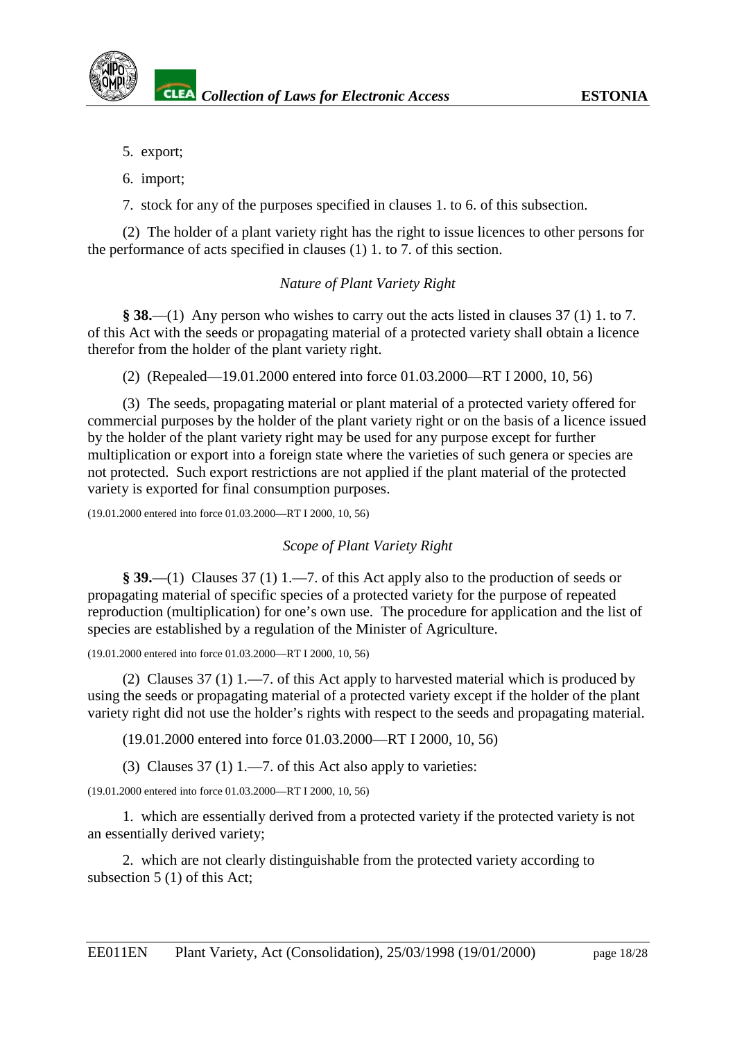5. export;

6. import;

7. stock for any of the purposes specified in clauses 1. to 6. of this subsection.

(2) The holder of a plant variety right has the right to issue licences to other persons for the performance of acts specified in clauses (1) 1. to 7. of this section.

*Nature of Plant Variety Right*

**§ 38.**—(1) Any person who wishes to carry out the acts listed in clauses 37 (1) 1. to 7. of this Act with the seeds or propagating material of a protected variety shall obtain a licence therefor from the holder of the plant variety right.

(2) (Repealed—19.01.2000 entered into force 01.03.2000—RT I 2000, 10, 56)

(3) The seeds, propagating material or plant material of a protected variety offered for commercial purposes by the holder of the plant variety right or on the basis of a licence issued by the holder of the plant variety right may be used for any purpose except for further multiplication or export into a foreign state where the varieties of such genera or species are not protected. Such export restrictions are not applied if the plant material of the protected variety is exported for final consumption purposes.

(19.01.2000 entered into force 01.03.2000—RT I 2000, 10, 56)

*Scope of Plant Variety Right*

**§ 39.**—(1) Clauses 37 (1) 1.—7. of this Act apply also to the production of seeds or propagating material of specific species of a protected variety for the purpose of repeated reproduction (multiplication) for one's own use. The procedure for application and the list of species are established by a regulation of the Minister of Agriculture.

(19.01.2000 entered into force 01.03.2000—RT I 2000, 10, 56)

(2) Clauses 37 (1) 1.—7. of this Act apply to harvested material which is produced by using the seeds or propagating material of a protected variety except if the holder of the plant variety right did not use the holder's rights with respect to the seeds and propagating material.

(19.01.2000 entered into force 01.03.2000—RT I 2000, 10, 56)

(3) Clauses 37 (1) 1.—7. of this Act also apply to varieties:

(19.01.2000 entered into force 01.03.2000—RT I 2000, 10, 56)

1. which are essentially derived from a protected variety if the protected variety is not an essentially derived variety;

2. which are not clearly distinguishable from the protected variety according to subsection 5 (1) of this Act;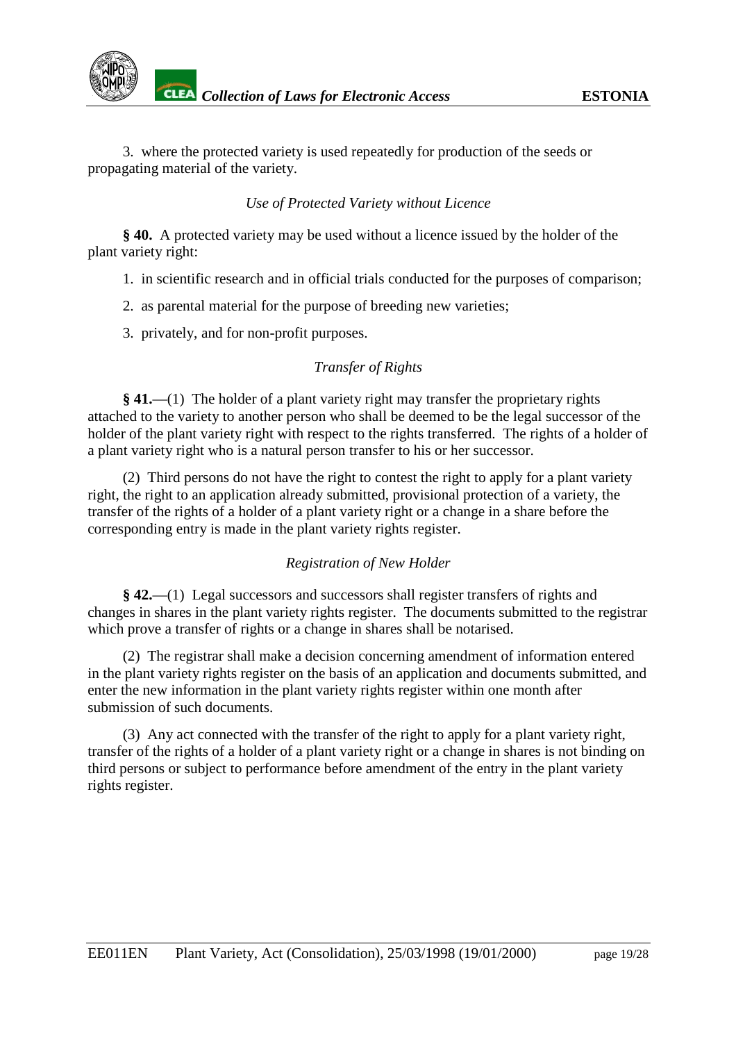3. where the protected variety is used repeatedly for production of the seeds or propagating material of the variety.

*Use of Protected Variety without Licence*

**§ 40.** A protected variety may be used without a licence issued by the holder of the plant variety right:

1. in scientific research and in official trials conducted for the purposes of comparison;
2. as parental material for the purpose of breeding new varieties;
3. privately, and for non-profit purposes.

*Transfer of Rights*

**§ 41.**—(1) The holder of a plant variety right may transfer the proprietary rights attached to the variety to another person who shall be deemed to be the legal successor of the holder of the plant variety right with respect to the rights transferred. The rights of a holder of a plant variety right who is a natural person transfer to his or her successor.

(2) Third persons do not have the right to contest the right to apply for a plant variety right, the right to an application already submitted, provisional protection of a variety, the transfer of the rights of a holder of a plant variety right or a change in a share before the corresponding entry is made in the plant variety rights register.

*Registration of New Holder*

**§ 42.**—(1) Legal successors and successors shall register transfers of rights and changes in shares in the plant variety rights register. The documents submitted to the registrar which prove a transfer of rights or a change in shares shall be notarised.

(2) The registrar shall make a decision concerning amendment of information entered in the plant variety rights register on the basis of an application and documents submitted, and enter the new information in the plant variety rights register within one month after submission of such documents.

(3) Any act connected with the transfer of the right to apply for a plant variety right, transfer of the rights of a holder of a plant variety right or a change in shares is not binding on third persons or subject to performance before amendment of the entry in the plant variety rights register.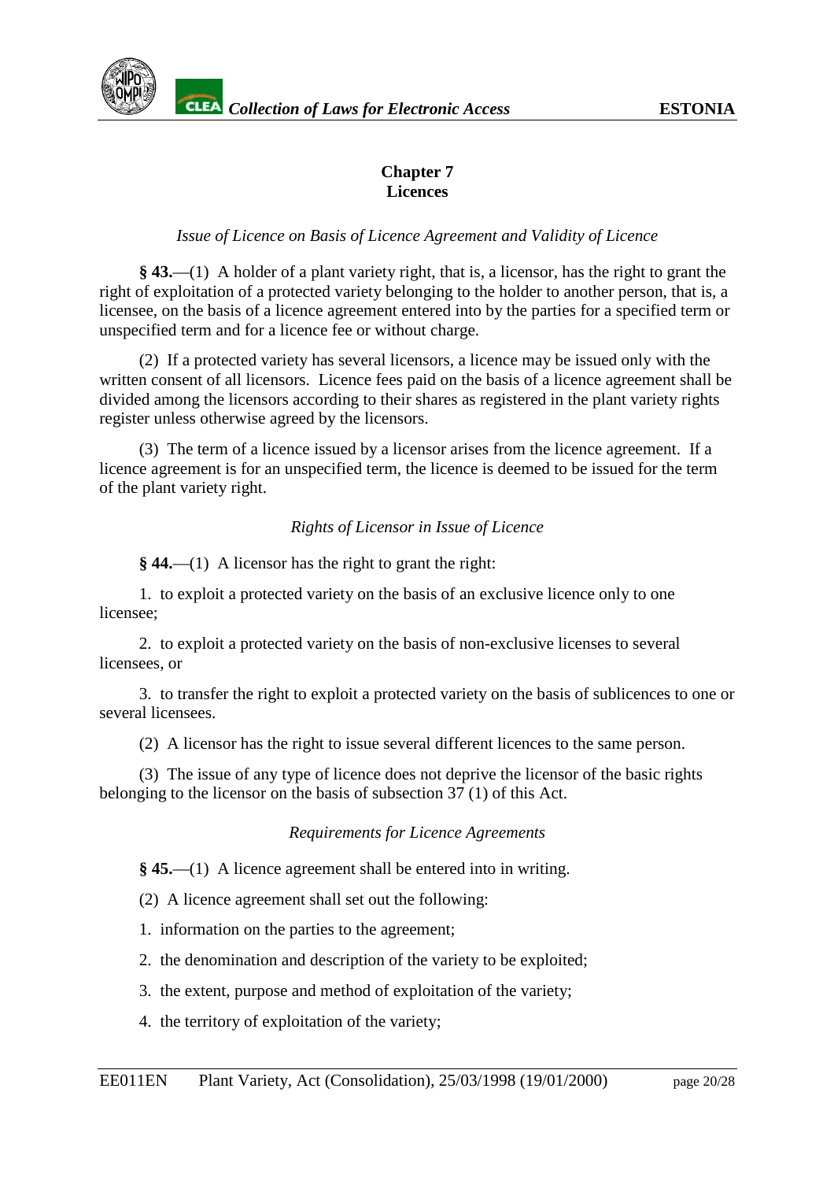## Chapter 7
## Licences

*Issue of Licence on Basis of Licence Agreement and Validity of Licence*

**§ 43.**—(1) A holder of a plant variety right, that is, a licensor, has the right to grant the right of exploitation of a protected variety belonging to the holder to another person, that is, a licensee, on the basis of a licence agreement entered into by the parties for a specified term or unspecified term and for a licence fee or without charge.

(2) If a protected variety has several licensors, a licence may be issued only with the written consent of all licensors. Licence fees paid on the basis of a licence agreement shall be divided among the licensors according to their shares as registered in the plant variety rights register unless otherwise agreed by the licensors.

(3) The term of a licence issued by a licensor arises from the licence agreement. If a licence agreement is for an unspecified term, the licence is deemed to be issued for the term of the plant variety right.

*Rights of Licensor in Issue of Licence*

**§ 44.**—(1) A licensor has the right to grant the right:

1. to exploit a protected variety on the basis of an exclusive licence only to one licensee;

2. to exploit a protected variety on the basis of non-exclusive licenses to several licensees, or

3. to transfer the right to exploit a protected variety on the basis of sublicences to one or several licensees.

(2) A licensor has the right to issue several different licences to the same person.

(3) The issue of any type of licence does not deprive the licensor of the basic rights belonging to the licensor on the basis of subsection 37 (1) of this Act.

*Requirements for Licence Agreements*

**§ 45.**—(1) A licence agreement shall be entered into in writing.

(2) A licence agreement shall set out the following:

1. information on the parties to the agreement;

2. the denomination and description of the variety to be exploited;

3. the extent, purpose and method of exploitation of the variety;

4. the territory of exploitation of the variety;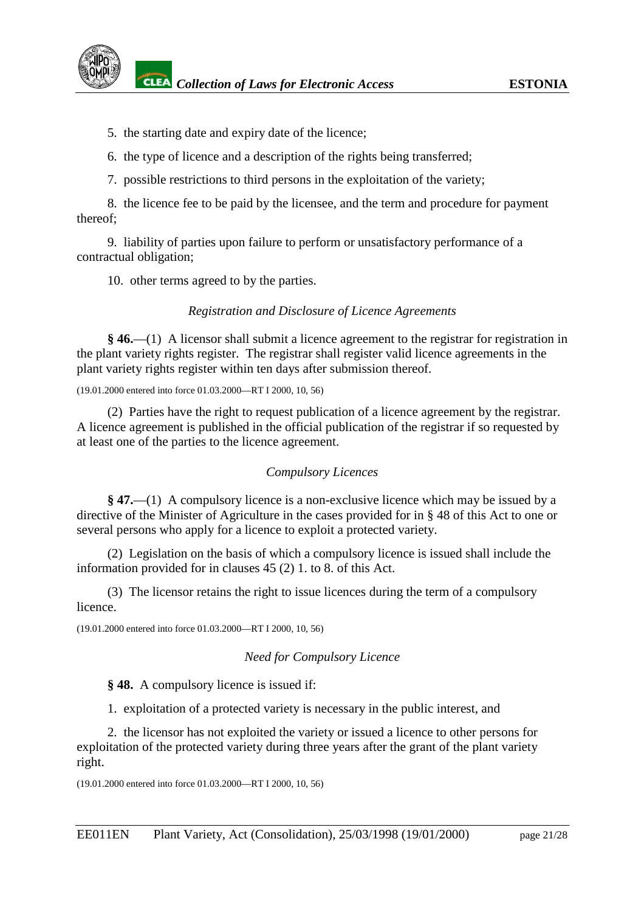5. the starting date and expiry date of the licence;

6. the type of licence and a description of the rights being transferred;

7. possible restrictions to third persons in the exploitation of the variety;

8. the licence fee to be paid by the licensee, and the term and procedure for payment thereof;

9. liability of parties upon failure to perform or unsatisfactory performance of a contractual obligation;

10. other terms agreed to by the parties.

*Registration and Disclosure of Licence Agreements*

**§ 46.**—(1) A licensor shall submit a licence agreement to the registrar for registration in the plant variety rights register. The registrar shall register valid licence agreements in the plant variety rights register within ten days after submission thereof.

(19.01.2000 entered into force 01.03.2000—RT I 2000, 10, 56)

(2) Parties have the right to request publication of a licence agreement by the registrar. A licence agreement is published in the official publication of the registrar if so requested by at least one of the parties to the licence agreement.

*Compulsory Licences*

**§ 47.**—(1) A compulsory licence is a non-exclusive licence which may be issued by a directive of the Minister of Agriculture in the cases provided for in § 48 of this Act to one or several persons who apply for a licence to exploit a protected variety.

(2) Legislation on the basis of which a compulsory licence is issued shall include the information provided for in clauses 45 (2) 1. to 8. of this Act.

(3) The licensor retains the right to issue licences during the term of a compulsory licence.

(19.01.2000 entered into force 01.03.2000—RT I 2000, 10, 56)

*Need for Compulsory Licence*

**§ 48.** A compulsory licence is issued if:

1. exploitation of a protected variety is necessary in the public interest, and

2. the licensor has not exploited the variety or issued a licence to other persons for exploitation of the protected variety during three years after the grant of the plant variety right.

(19.01.2000 entered into force 01.03.2000—RT I 2000, 10, 56)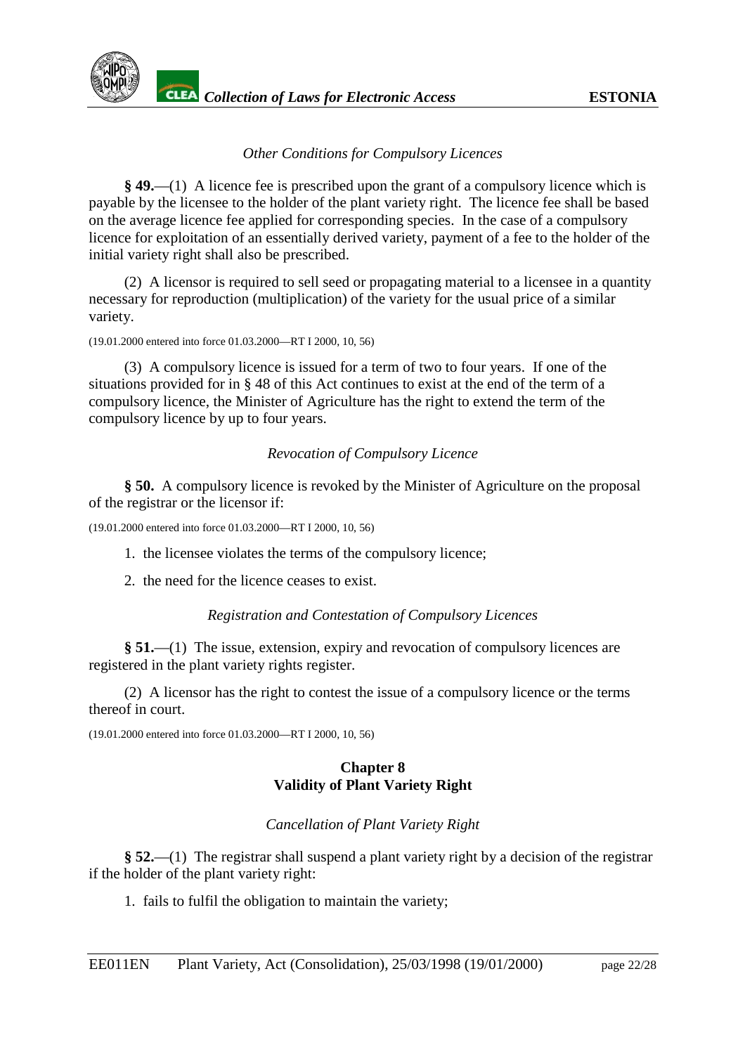*Other Conditions for Compulsory Licences*

**§ 49.**—(1) A licence fee is prescribed upon the grant of a compulsory licence which is payable by the licensee to the holder of the plant variety right. The licence fee shall be based on the average licence fee applied for corresponding species. In the case of a compulsory licence for exploitation of an essentially derived variety, payment of a fee to the holder of the initial variety right shall also be prescribed.

(2) A licensor is required to sell seed or propagating material to a licensee in a quantity necessary for reproduction (multiplication) of the variety for the usual price of a similar variety.

(19.01.2000 entered into force 01.03.2000—RT I 2000, 10, 56)

(3) A compulsory licence is issued for a term of two to four years. If one of the situations provided for in § 48 of this Act continues to exist at the end of the term of a compulsory licence, the Minister of Agriculture has the right to extend the term of the compulsory licence by up to four years.

*Revocation of Compulsory Licence*

**§ 50.** A compulsory licence is revoked by the Minister of Agriculture on the proposal of the registrar or the licensor if:

(19.01.2000 entered into force 01.03.2000—RT I 2000, 10, 56)

1. the licensee violates the terms of the compulsory licence;
2. the need for the licence ceases to exist.

*Registration and Contestation of Compulsory Licences*

**§ 51.**—(1) The issue, extension, expiry and revocation of compulsory licences are registered in the plant variety rights register.

(2) A licensor has the right to contest the issue of a compulsory licence or the terms thereof in court.

(19.01.2000 entered into force 01.03.2000—RT I 2000, 10, 56)

## Chapter 8
## Validity of Plant Variety Right

*Cancellation of Plant Variety Right*

**§ 52.**—(1) The registrar shall suspend a plant variety right by a decision of the registrar if the holder of the plant variety right:

1. fails to fulfil the obligation to maintain the variety;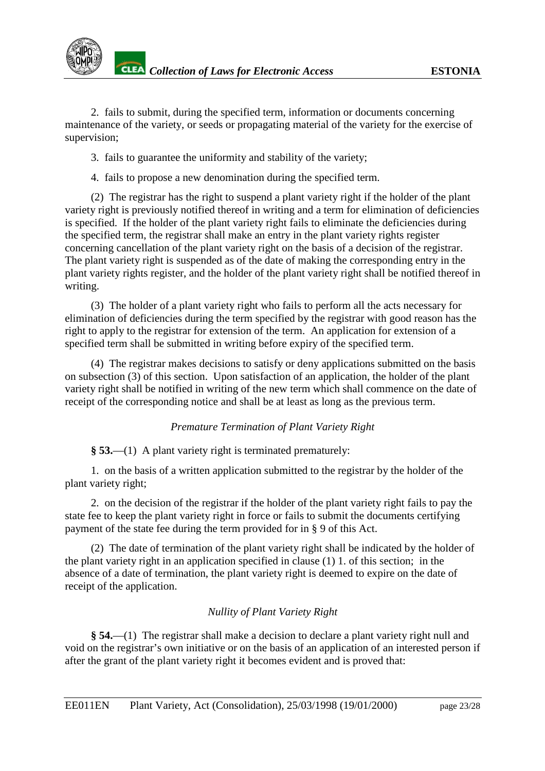2. fails to submit, during the specified term, information or documents concerning maintenance of the variety, or seeds or propagating material of the variety for the exercise of supervision;

3. fails to guarantee the uniformity and stability of the variety;

4. fails to propose a new denomination during the specified term.

(2) The registrar has the right to suspend a plant variety right if the holder of the plant variety right is previously notified thereof in writing and a term for elimination of deficiencies is specified. If the holder of the plant variety right fails to eliminate the deficiencies during the specified term, the registrar shall make an entry in the plant variety rights register concerning cancellation of the plant variety right on the basis of a decision of the registrar. The plant variety right is suspended as of the date of making the corresponding entry in the plant variety rights register, and the holder of the plant variety right shall be notified thereof in writing.

(3) The holder of a plant variety right who fails to perform all the acts necessary for elimination of deficiencies during the term specified by the registrar with good reason has the right to apply to the registrar for extension of the term. An application for extension of a specified term shall be submitted in writing before expiry of the specified term.

(4) The registrar makes decisions to satisfy or deny applications submitted on the basis on subsection (3) of this section. Upon satisfaction of an application, the holder of the plant variety right shall be notified in writing of the new term which shall commence on the date of receipt of the corresponding notice and shall be at least as long as the previous term.

*Premature Termination of Plant Variety Right*

**§ 53.**—(1) A plant variety right is terminated prematurely:

1. on the basis of a written application submitted to the registrar by the holder of the plant variety right;

2. on the decision of the registrar if the holder of the plant variety right fails to pay the state fee to keep the plant variety right in force or fails to submit the documents certifying payment of the state fee during the term provided for in § 9 of this Act.

(2) The date of termination of the plant variety right shall be indicated by the holder of the plant variety right in an application specified in clause (1) 1. of this section; in the absence of a date of termination, the plant variety right is deemed to expire on the date of receipt of the application.

*Nullity of Plant Variety Right*

**§ 54.**—(1) The registrar shall make a decision to declare a plant variety right null and void on the registrar's own initiative or on the basis of an application of an interested person if after the grant of the plant variety right it becomes evident and is proved that: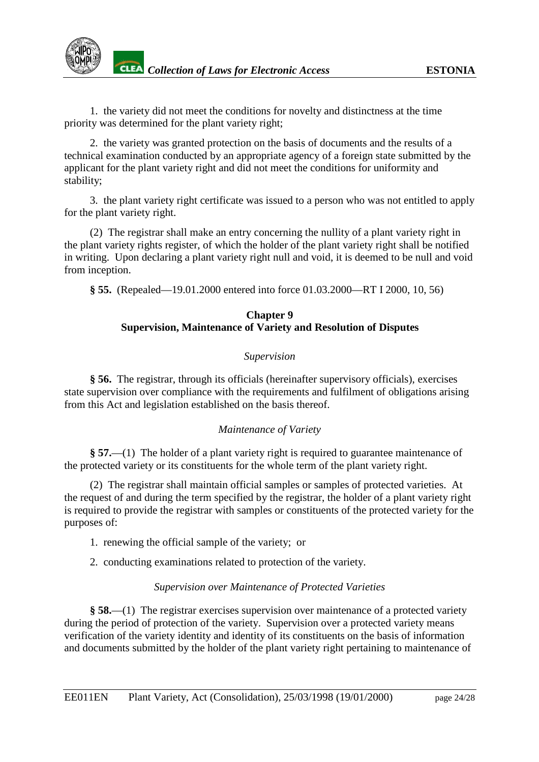1. the variety did not meet the conditions for novelty and distinctness at the time priority was determined for the plant variety right;

2. the variety was granted protection on the basis of documents and the results of a technical examination conducted by an appropriate agency of a foreign state submitted by the applicant for the plant variety right and did not meet the conditions for uniformity and stability;

3. the plant variety right certificate was issued to a person who was not entitled to apply for the plant variety right.

(2) The registrar shall make an entry concerning the nullity of a plant variety right in the plant variety rights register, of which the holder of the plant variety right shall be notified in writing. Upon declaring a plant variety right null and void, it is deemed to be null and void from inception.

**§ 55.** (Repealed—19.01.2000 entered into force 01.03.2000—RT I 2000, 10, 56)

## Chapter 9
## Supervision, Maintenance of Variety and Resolution of Disputes

*Supervision*

**§ 56.** The registrar, through its officials (hereinafter supervisory officials), exercises state supervision over compliance with the requirements and fulfilment of obligations arising from this Act and legislation established on the basis thereof.

*Maintenance of Variety*

**§ 57.**—(1) The holder of a plant variety right is required to guarantee maintenance of the protected variety or its constituents for the whole term of the plant variety right.

(2) The registrar shall maintain official samples or samples of protected varieties. At the request of and during the term specified by the registrar, the holder of a plant variety right is required to provide the registrar with samples or constituents of the protected variety for the purposes of:

1. renewing the official sample of the variety; or

2. conducting examinations related to protection of the variety.

*Supervision over Maintenance of Protected Varieties*

**§ 58.**—(1) The registrar exercises supervision over maintenance of a protected variety during the period of protection of the variety. Supervision over a protected variety means verification of the variety identity and identity of its constituents on the basis of information and documents submitted by the holder of the plant variety right pertaining to maintenance of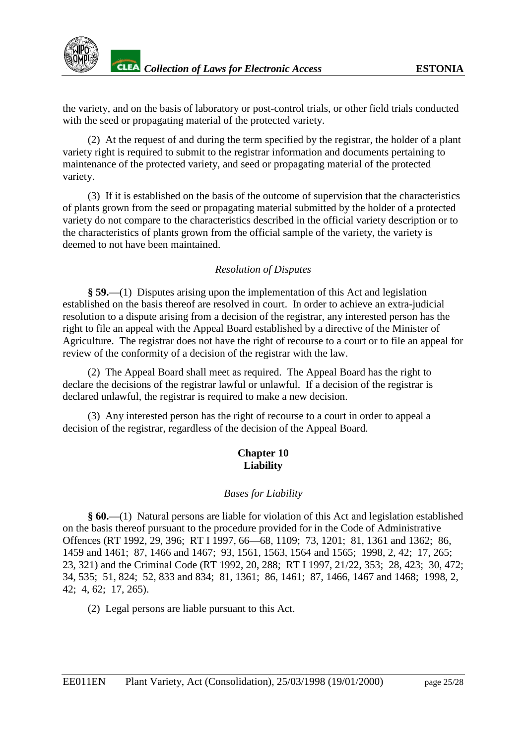the variety, and on the basis of laboratory or post-control trials, or other field trials conducted with the seed or propagating material of the protected variety.

(2) At the request of and during the term specified by the registrar, the holder of a plant variety right is required to submit to the registrar information and documents pertaining to maintenance of the protected variety, and seed or propagating material of the protected variety.

(3) If it is established on the basis of the outcome of supervision that the characteristics of plants grown from the seed or propagating material submitted by the holder of a protected variety do not compare to the characteristics described in the official variety description or to the characteristics of plants grown from the official sample of the variety, the variety is deemed to not have been maintained.

*Resolution of Disputes*

**§ 59.**—(1) Disputes arising upon the implementation of this Act and legislation established on the basis thereof are resolved in court. In order to achieve an extra-judicial resolution to a dispute arising from a decision of the registrar, any interested person has the right to file an appeal with the Appeal Board established by a directive of the Minister of Agriculture. The registrar does not have the right of recourse to a court or to file an appeal for review of the conformity of a decision of the registrar with the law.

(2) The Appeal Board shall meet as required. The Appeal Board has the right to declare the decisions of the registrar lawful or unlawful. If a decision of the registrar is declared unlawful, the registrar is required to make a new decision.

(3) Any interested person has the right of recourse to a court in order to appeal a decision of the registrar, regardless of the decision of the Appeal Board.

## Chapter 10
## Liability

*Bases for Liability*

**§ 60.**—(1) Natural persons are liable for violation of this Act and legislation established on the basis thereof pursuant to the procedure provided for in the Code of Administrative Offences (RT 1992, 29, 396; RT I 1997, 66—68, 1109; 73, 1201; 81, 1361 and 1362; 86, 1459 and 1461; 87, 1466 and 1467; 93, 1561, 1563, 1564 and 1565; 1998, 2, 42; 17, 265; 23, 321) and the Criminal Code (RT 1992, 20, 288; RT I 1997, 21/22, 353; 28, 423; 30, 472; 34, 535; 51, 824; 52, 833 and 834; 81, 1361; 86, 1461; 87, 1466, 1467 and 1468; 1998, 2, 42; 4, 62; 17, 265).

(2) Legal persons are liable pursuant to this Act.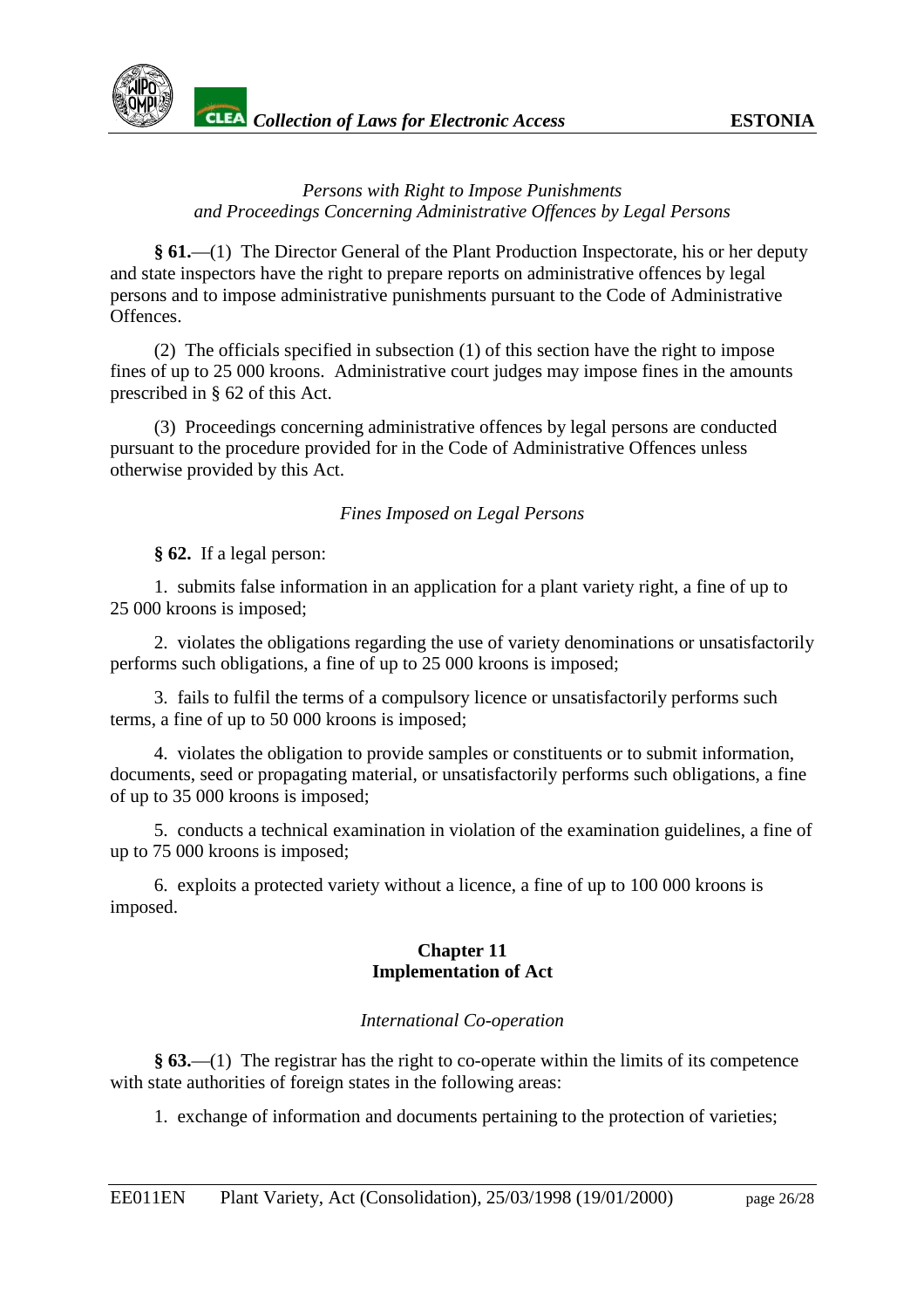*Persons with Right to Impose Punishments and Proceedings Concerning Administrative Offences by Legal Persons*

**§ 61.**—(1) The Director General of the Plant Production Inspectorate, his or her deputy and state inspectors have the right to prepare reports on administrative offences by legal persons and to impose administrative punishments pursuant to the Code of Administrative Offences.

(2) The officials specified in subsection (1) of this section have the right to impose fines of up to 25 000 kroons. Administrative court judges may impose fines in the amounts prescribed in § 62 of this Act.

(3) Proceedings concerning administrative offences by legal persons are conducted pursuant to the procedure provided for in the Code of Administrative Offences unless otherwise provided by this Act.

*Fines Imposed on Legal Persons*

**§ 62.** If a legal person:

1. submits false information in an application for a plant variety right, a fine of up to 25 000 kroons is imposed;

2. violates the obligations regarding the use of variety denominations or unsatisfactorily performs such obligations, a fine of up to 25 000 kroons is imposed;

3. fails to fulfil the terms of a compulsory licence or unsatisfactorily performs such terms, a fine of up to 50 000 kroons is imposed;

4. violates the obligation to provide samples or constituents or to submit information, documents, seed or propagating material, or unsatisfactorily performs such obligations, a fine of up to 35 000 kroons is imposed;

5. conducts a technical examination in violation of the examination guidelines, a fine of up to 75 000 kroons is imposed;

6. exploits a protected variety without a licence, a fine of up to 100 000 kroons is imposed.

## Chapter 11
## Implementation of Act

*International Co-operation*

**§ 63.**—(1) The registrar has the right to co-operate within the limits of its competence with state authorities of foreign states in the following areas:

1. exchange of information and documents pertaining to the protection of varieties;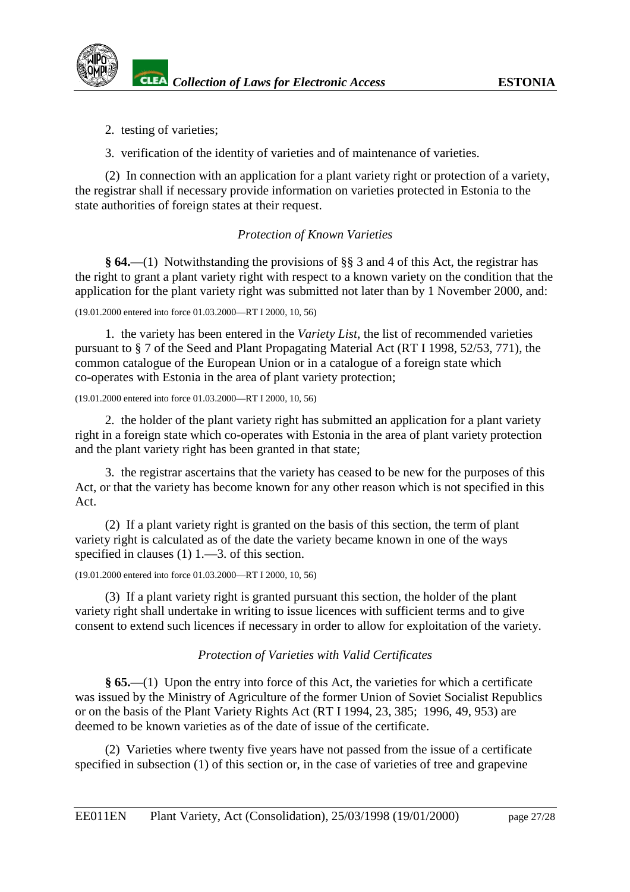2. testing of varieties;

3. verification of the identity of varieties and of maintenance of varieties.

(2) In connection with an application for a plant variety right or protection of a variety, the registrar shall if necessary provide information on varieties protected in Estonia to the state authorities of foreign states at their request.

*Protection of Known Varieties*

**§ 64.**—(1) Notwithstanding the provisions of §§ 3 and 4 of this Act, the registrar has the right to grant a plant variety right with respect to a known variety on the condition that the application for the plant variety right was submitted not later than by 1 November 2000, and:

(19.01.2000 entered into force 01.03.2000—RT I 2000, 10, 56)

1. the variety has been entered in the *Variety List*, the list of recommended varieties pursuant to § 7 of the Seed and Plant Propagating Material Act (RT I 1998, 52/53, 771), the common catalogue of the European Union or in a catalogue of a foreign state which co-operates with Estonia in the area of plant variety protection;

(19.01.2000 entered into force 01.03.2000—RT I 2000, 10, 56)

2. the holder of the plant variety right has submitted an application for a plant variety right in a foreign state which co-operates with Estonia in the area of plant variety protection and the plant variety right has been granted in that state;

3. the registrar ascertains that the variety has ceased to be new for the purposes of this Act, or that the variety has become known for any other reason which is not specified in this Act.

(2) If a plant variety right is granted on the basis of this section, the term of plant variety right is calculated as of the date the variety became known in one of the ways specified in clauses (1) 1.—3. of this section.

(19.01.2000 entered into force 01.03.2000—RT I 2000, 10, 56)

(3) If a plant variety right is granted pursuant this section, the holder of the plant variety right shall undertake in writing to issue licences with sufficient terms and to give consent to extend such licences if necessary in order to allow for exploitation of the variety.

*Protection of Varieties with Valid Certificates*

**§ 65.**—(1) Upon the entry into force of this Act, the varieties for which a certificate was issued by the Ministry of Agriculture of the former Union of Soviet Socialist Republics or on the basis of the Plant Variety Rights Act (RT I 1994, 23, 385; 1996, 49, 953) are deemed to be known varieties as of the date of issue of the certificate.

(2) Varieties where twenty five years have not passed from the issue of a certificate specified in subsection (1) of this section or, in the case of varieties of tree and grapevine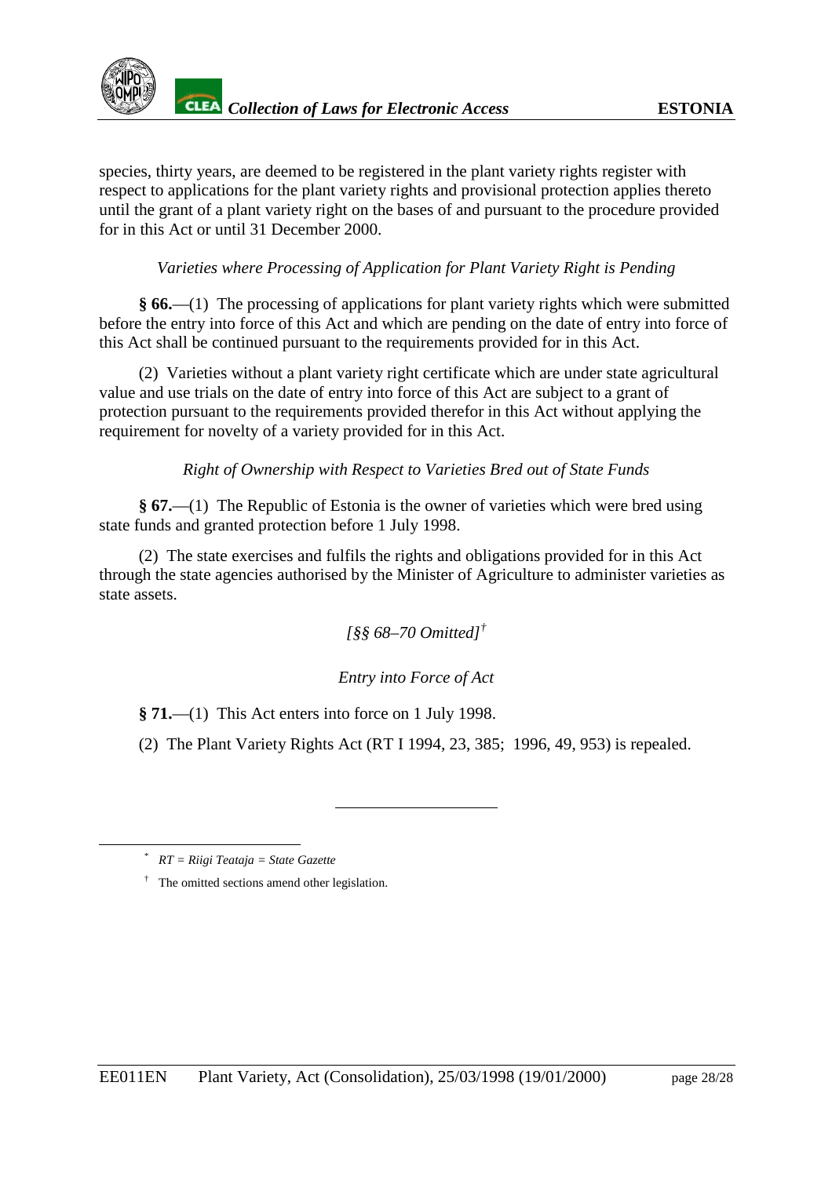species, thirty years, are deemed to be registered in the plant variety rights register with respect to applications for the plant variety rights and provisional protection applies thereto until the grant of a plant variety right on the bases of and pursuant to the procedure provided for in this Act or until 31 December 2000.

*Varieties where Processing of Application for Plant Variety Right is Pending*

**§ 66.**—(1) The processing of applications for plant variety rights which were submitted before the entry into force of this Act and which are pending on the date of entry into force of this Act shall be continued pursuant to the requirements provided for in this Act.

(2) Varieties without a plant variety right certificate which are under state agricultural value and use trials on the date of entry into force of this Act are subject to a grant of protection pursuant to the requirements provided therefor in this Act without applying the requirement for novelty of a variety provided for in this Act.

*Right of Ownership with Respect to Varieties Bred out of State Funds*

**§ 67.**—(1) The Republic of Estonia is the owner of varieties which were bred using state funds and granted protection before 1 July 1998.

(2) The state exercises and fulfils the rights and obligations provided for in this Act through the state agencies authorised by the Minister of Agriculture to administer varieties as state assets.

*[§§ 68–70 Omitted]*[†]

*Entry into Force of Act*

**§ 71.**—(1) This Act enters into force on 1 July 1998.

(2) The Plant Variety Rights Act (RT I 1994, 23, 385; 1996, 49, 953) is repealed.

---

[*] *RT = Riigi Teataja = State Gazette*

[†] The omitted sections amend other legislation.